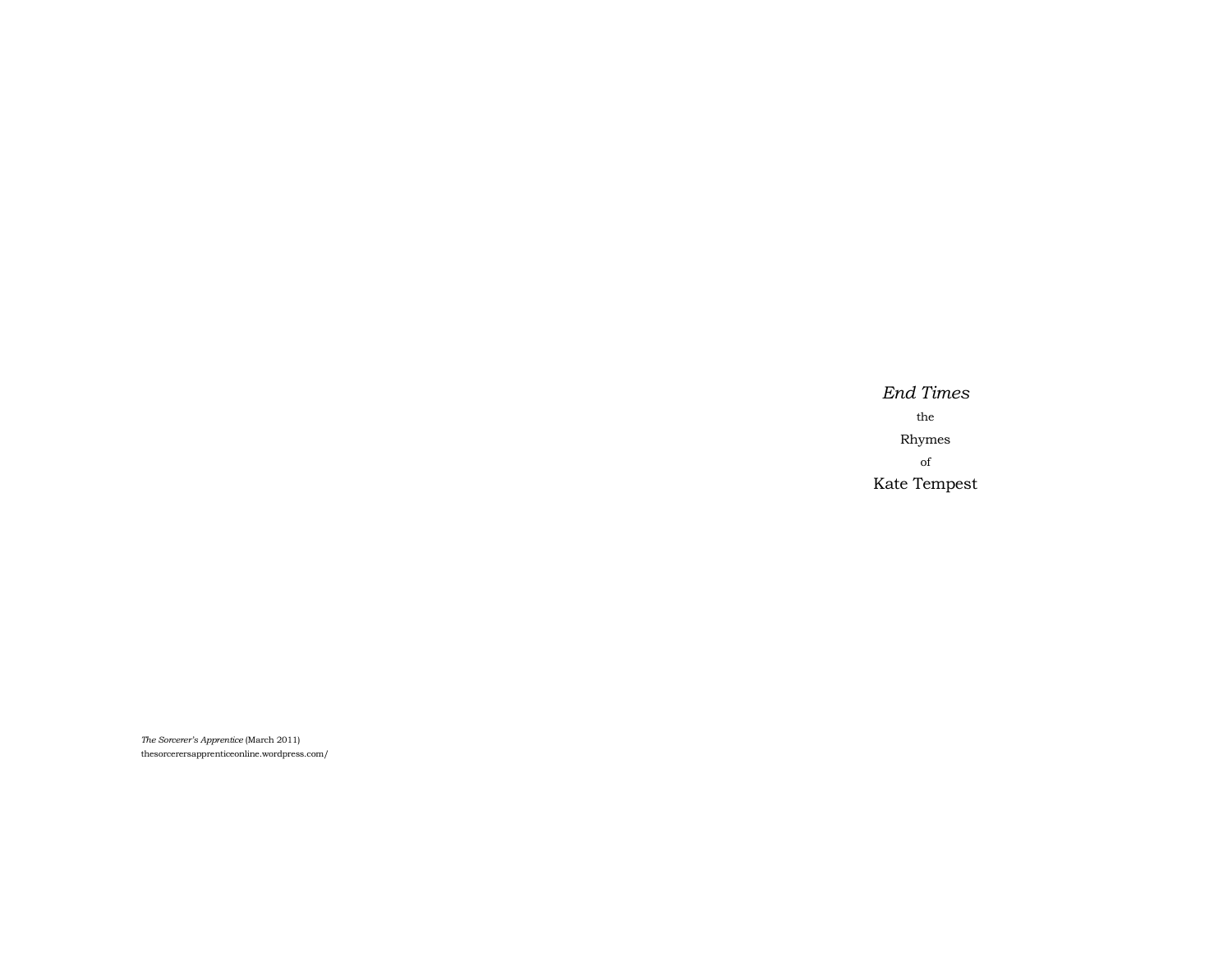*The Sorcerer's Apprentice* (March 2011)
thesorcerersapprenticeonline.wordpress.com/

# *End Times*

the

Rhymes

of

Kate Tempest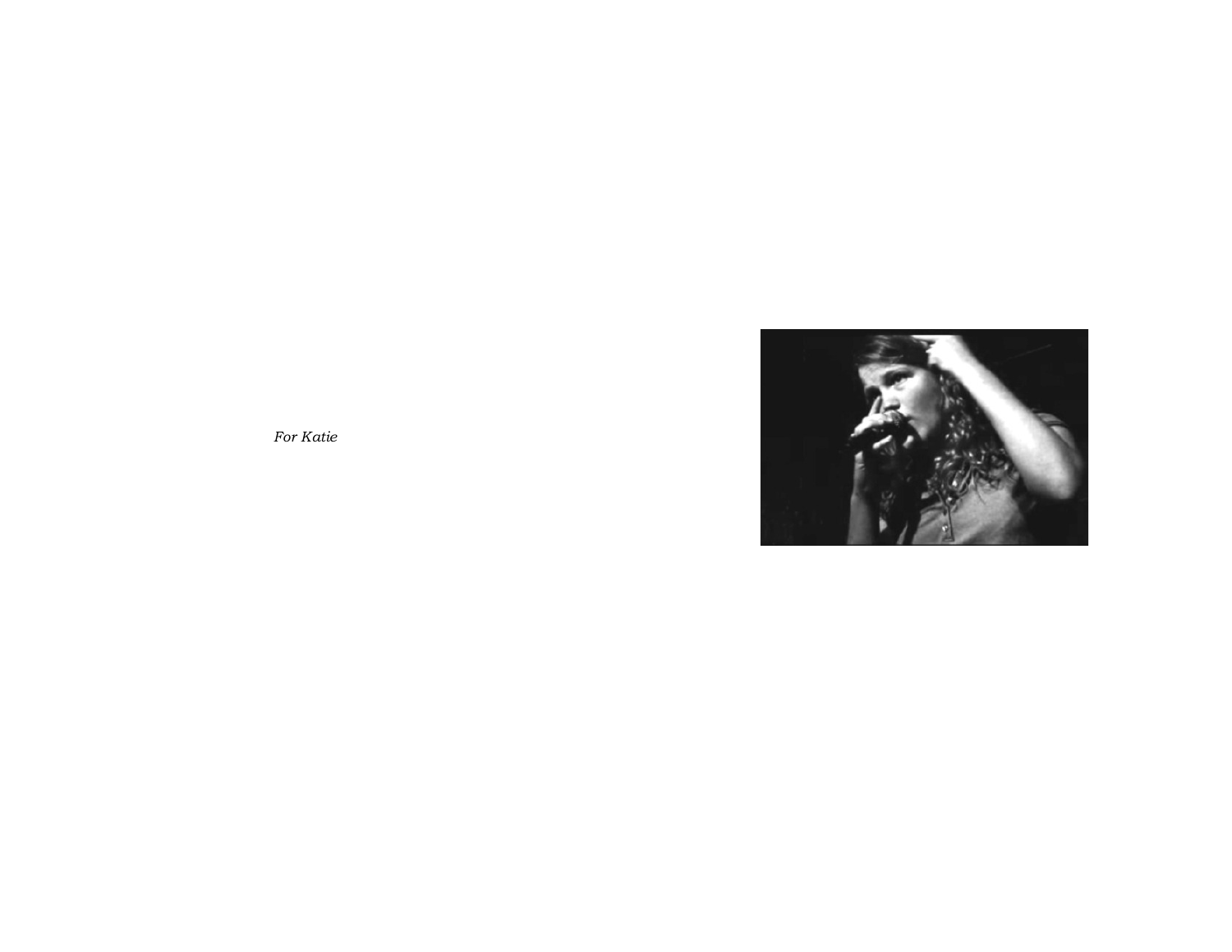*For Katie*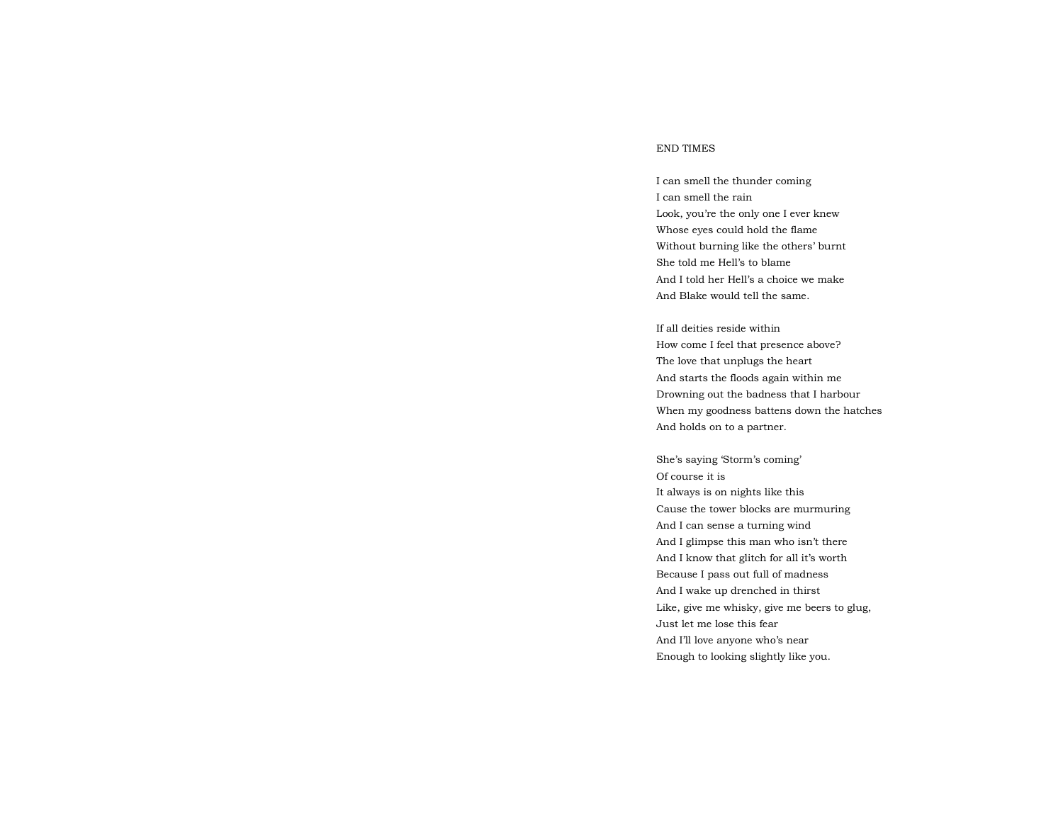# END TIMES

I can smell the thunder coming  
I can smell the rain  
Look, you're the only one I ever knew  
Whose eyes could hold the flame  
Without burning like the others' burnt  
She told me Hell's to blame  
And I told her Hell's a choice we make  
And Blake would tell the same.

If all deities reside within  
How come I feel that presence above?  
The love that unplugs the heart  
And starts the floods again within me  
Drowning out the badness that I harbour  
When my goodness battens down the hatches  
And holds on to a partner.

She's saying 'Storm's coming'  
Of course it is  
It always is on nights like this  
Cause the tower blocks are murmuring  
And I can sense a turning wind  
And I glimpse this man who isn't there  
And I know that glitch for all it's worth  
Because I pass out full of madness  
And I wake up drenched in thirst  
Like, give me whisky, give me beers to glug,  
Just let me lose this fear  
And I'll love anyone who's near  
Enough to looking slightly like you.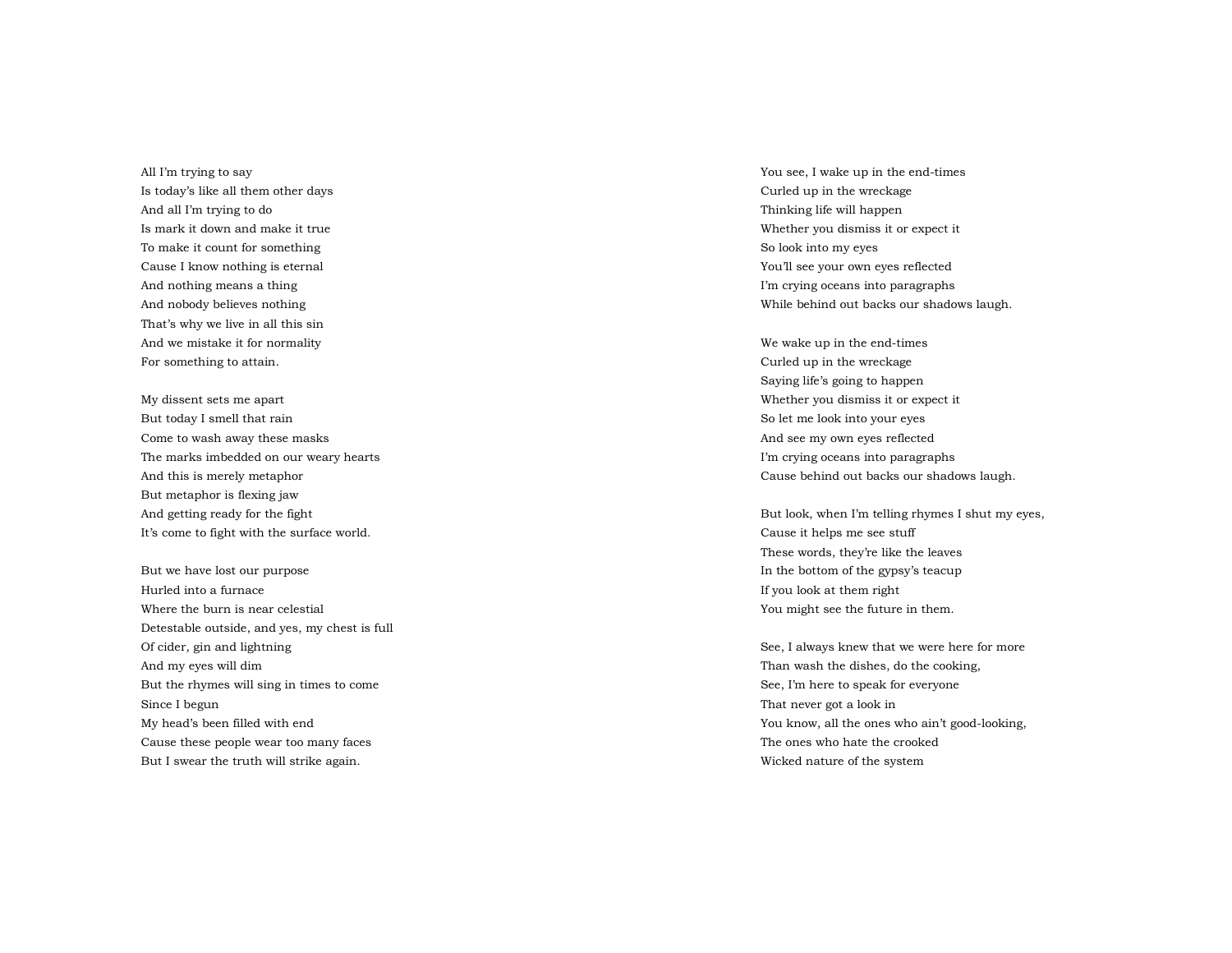All I'm trying to say
Is today's like all them other days
And all I'm trying to do
Is mark it down and make it true
To make it count for something
Cause I know nothing is eternal
And nothing means a thing
And nobody believes nothing
That's why we live in all this sin
And we mistake it for normality
For something to attain.

My dissent sets me apart
But today I smell that rain
Come to wash away these masks
The marks imbedded on our weary hearts
And this is merely metaphor
But metaphor is flexing jaw
And getting ready for the fight
It's come to fight with the surface world.

But we have lost our purpose
Hurled into a furnace
Where the burn is near celestial
Detestable outside, and yes, my chest is full
Of cider, gin and lightning
And my eyes will dim
But the rhymes will sing in times to come
Since I begun
My head's been filled with end
Cause these people wear too many faces
But I swear the truth will strike again.

You see, I wake up in the end-times
Curled up in the wreckage
Thinking life will happen
Whether you dismiss it or expect it
So look into my eyes
You'll see your own eyes reflected
I'm crying oceans into paragraphs
While behind out backs our shadows laugh.

We wake up in the end-times
Curled up in the wreckage
Saying life's going to happen
Whether you dismiss it or expect it
So let me look into your eyes
And see my own eyes reflected
I'm crying oceans into paragraphs
Cause behind out backs our shadows laugh.

But look, when I'm telling rhymes I shut my eyes,
Cause it helps me see stuff
These words, they're like the leaves
In the bottom of the gypsy's teacup
If you look at them right
You might see the future in them.

See, I always knew that we were here for more
Than wash the dishes, do the cooking,
See, I'm here to speak for everyone
That never got a look in
You know, all the ones who ain't good-looking,
The ones who hate the crooked
Wicked nature of the system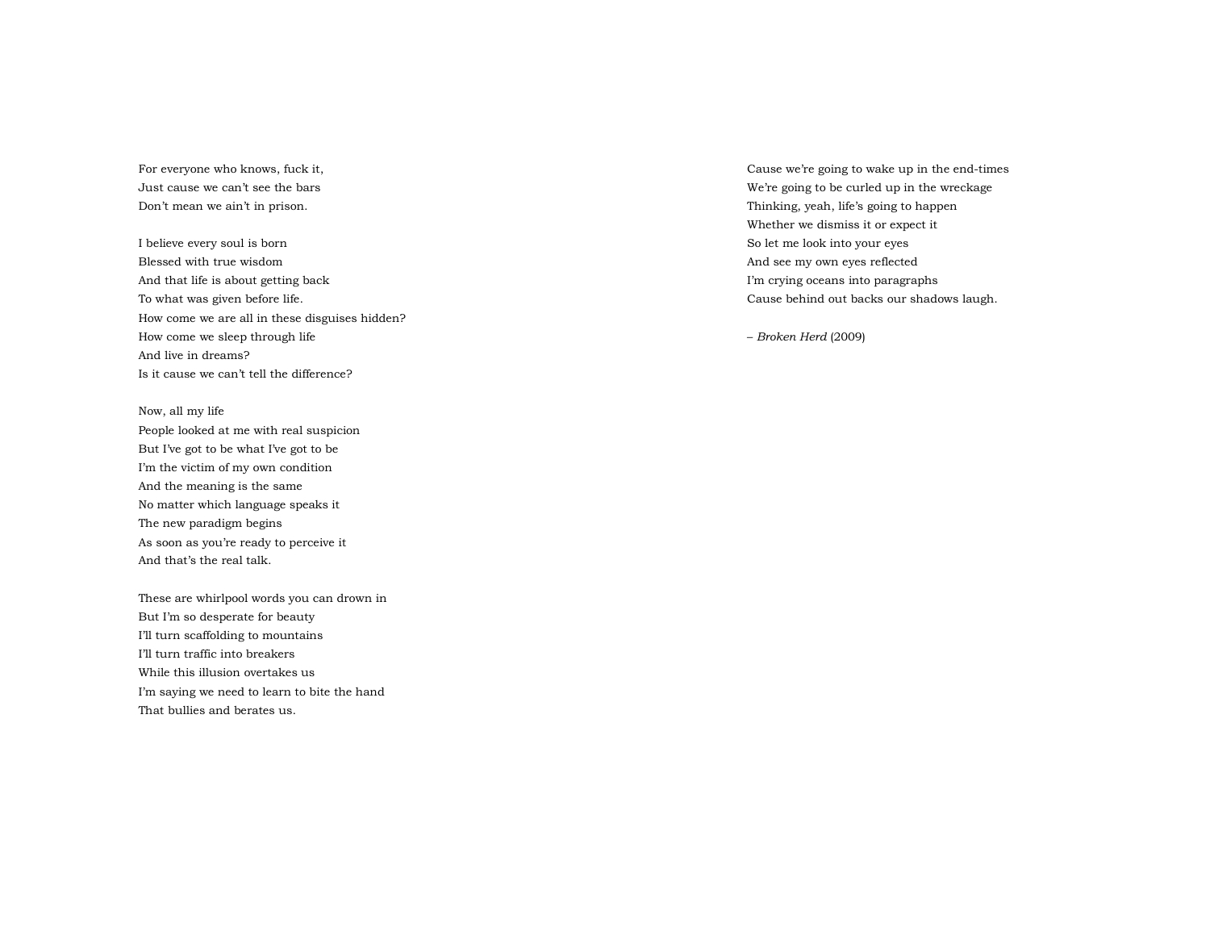For everyone who knows, fuck it,
Just cause we can't see the bars
Don't mean we ain't in prison.

I believe every soul is born
Blessed with true wisdom
And that life is about getting back
To what was given before life.
How come we are all in these disguises hidden?
How come we sleep through life
And live in dreams?
Is it cause we can't tell the difference?

Now, all my life
People looked at me with real suspicion
But I've got to be what I've got to be
I'm the victim of my own condition
And the meaning is the same
No matter which language speaks it
The new paradigm begins
As soon as you're ready to perceive it
And that's the real talk.

These are whirlpool words you can drown in
But I'm so desperate for beauty
I'll turn scaffolding to mountains
I'll turn traffic into breakers
While this illusion overtakes us
I'm saying we need to learn to bite the hand
That bullies and berates us.

Cause we're going to wake up in the end-times
We're going to be curled up in the wreckage
Thinking, yeah, life's going to happen
Whether we dismiss it or expect it
So let me look into your eyes
And see my own eyes reflected
I'm crying oceans into paragraphs
Cause behind out backs our shadows laugh.

– *Broken Herd* (2009)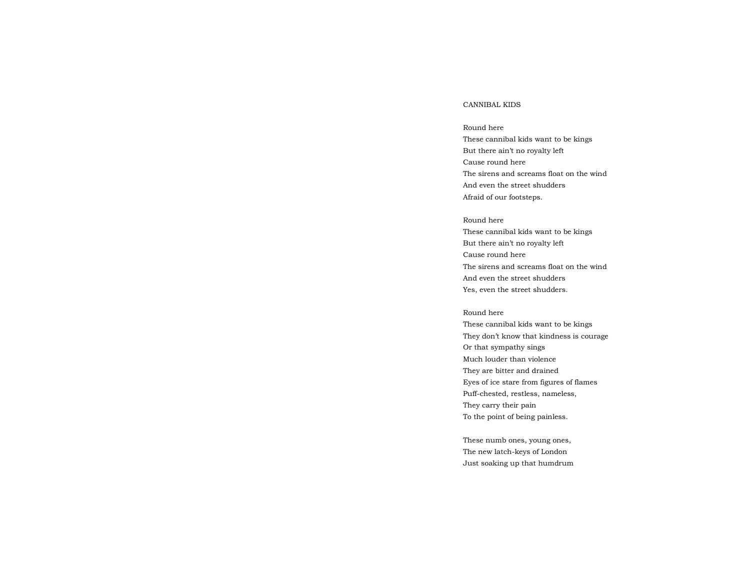# CANNIBAL KIDS

Round here  
These cannibal kids want to be kings  
But there ain't no royalty left  
Cause round here  
The sirens and screams float on the wind  
And even the street shudders  
Afraid of our footsteps.

Round here  
These cannibal kids want to be kings  
But there ain't no royalty left  
Cause round here  
The sirens and screams float on the wind  
And even the street shudders  
Yes, even the street shudders.

Round here  
These cannibal kids want to be kings  
They don't know that kindness is courage  
Or that sympathy sings  
Much louder than violence  
They are bitter and drained  
Eyes of ice stare from figures of flames  
Puff-chested, restless, nameless,  
They carry their pain  
To the point of being painless.

These numb ones, young ones,  
The new latch-keys of London  
Just soaking up that humdrum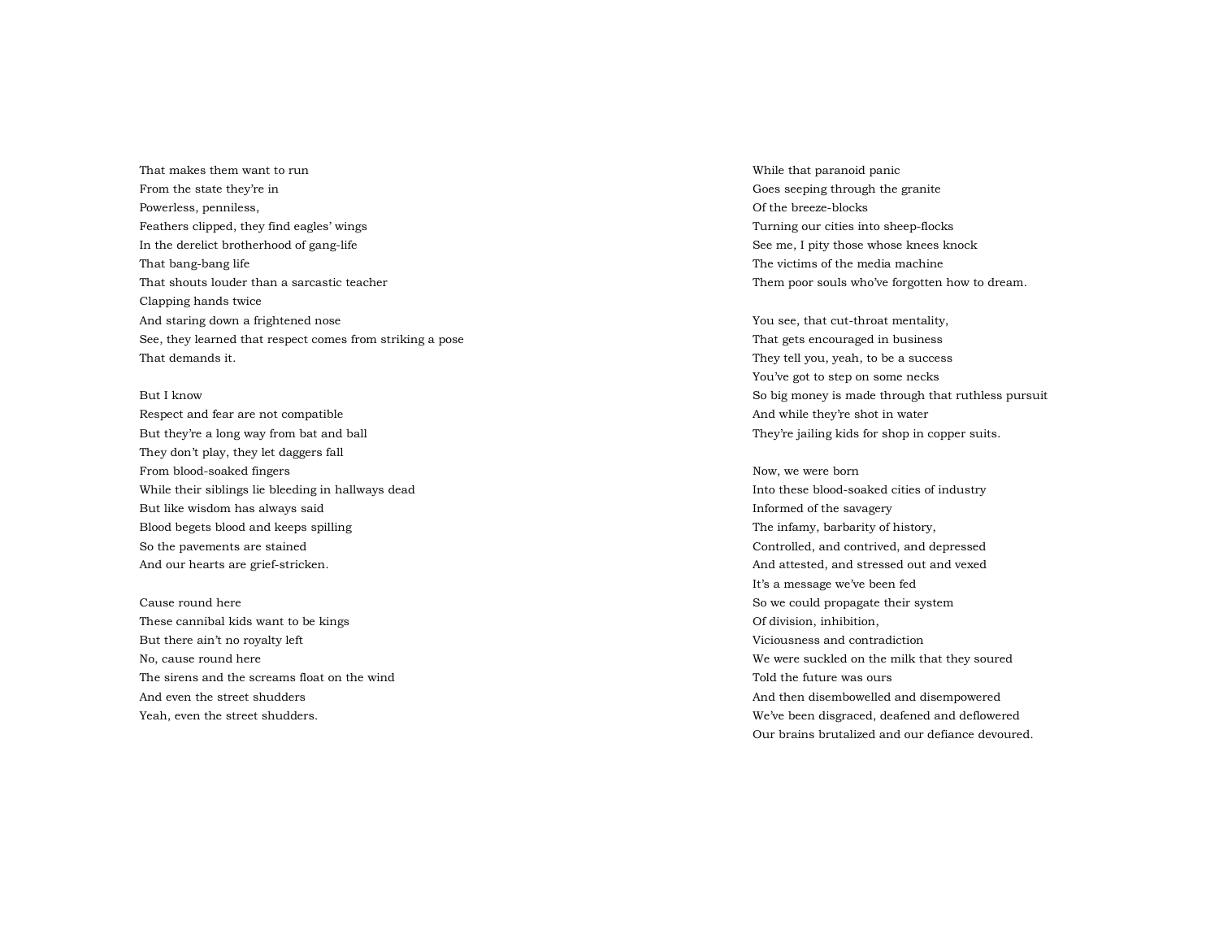That makes them want to run
From the state they're in
Powerless, penniless,
Feathers clipped, they find eagles' wings
In the derelict brotherhood of gang-life
That bang-bang life
That shouts louder than a sarcastic teacher
Clapping hands twice
And staring down a frightened nose
See, they learned that respect comes from striking a pose
That demands it.

But I know
Respect and fear are not compatible
But they're a long way from bat and ball
They don't play, they let daggers fall
From blood-soaked fingers
While their siblings lie bleeding in hallways dead
But like wisdom has always said
Blood begets blood and keeps spilling
So the pavements are stained
And our hearts are grief-stricken.

Cause round here
These cannibal kids want to be kings
But there ain't no royalty left
No, cause round here
The sirens and the screams float on the wind
And even the street shudders
Yeah, even the street shudders.

While that paranoid panic
Goes seeping through the granite
Of the breeze-blocks
Turning our cities into sheep-flocks
See me, I pity those whose knees knock
The victims of the media machine
Them poor souls who've forgotten how to dream.

You see, that cut-throat mentality,
That gets encouraged in business
They tell you, yeah, to be a success
You've got to step on some necks
So big money is made through that ruthless pursuit
And while they're shot in water
They're jailing kids for shop in copper suits.

Now, we were born
Into these blood-soaked cities of industry
Informed of the savagery
The infamy, barbarity of history,
Controlled, and contrived, and depressed
And attested, and stressed out and vexed
It's a message we've been fed
So we could propagate their system
Of division, inhibition,
Viciousness and contradiction
We were suckled on the milk that they soured
Told the future was ours
And then disembowelled and disempowered
We've been disgraced, deafened and deflowered
Our brains brutalized and our defiance devoured.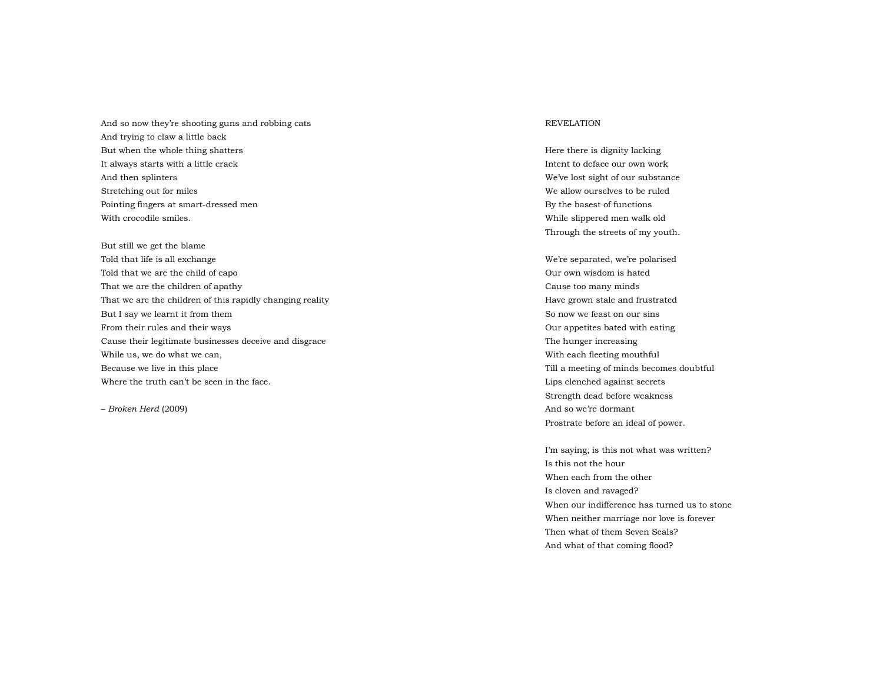And so now they're shooting guns and robbing cats
And trying to claw a little back
But when the whole thing shatters
It always starts with a little crack
And then splinters
Stretching out for miles
Pointing fingers at smart-dressed men
With crocodile smiles.

But still we get the blame
Told that life is all exchange
Told that we are the child of capo
That we are the children of apathy
That we are the children of this rapidly changing reality
But I say we learnt it from them
From their rules and their ways
Cause their legitimate businesses deceive and disgrace
While us, we do what we can,
Because we live in this place
Where the truth can't be seen in the face.

– *Broken Herd* (2009)

## REVELATION

Here there is dignity lacking
Intent to deface our own work
We've lost sight of our substance
We allow ourselves to be ruled
By the basest of functions
While slippered men walk old
Through the streets of my youth.

We're separated, we're polarised
Our own wisdom is hated
Cause too many minds
Have grown stale and frustrated
So now we feast on our sins
Our appetites bated with eating
The hunger increasing
With each fleeting mouthful
Till a meeting of minds becomes doubtful
Lips clenched against secrets
Strength dead before weakness
And so we're dormant
Prostrate before an ideal of power.

I'm saying, is this not what was written?
Is this not the hour
When each from the other
Is cloven and ravaged?
When our indifference has turned us to stone
When neither marriage nor love is forever
Then what of them Seven Seals?
And what of that coming flood?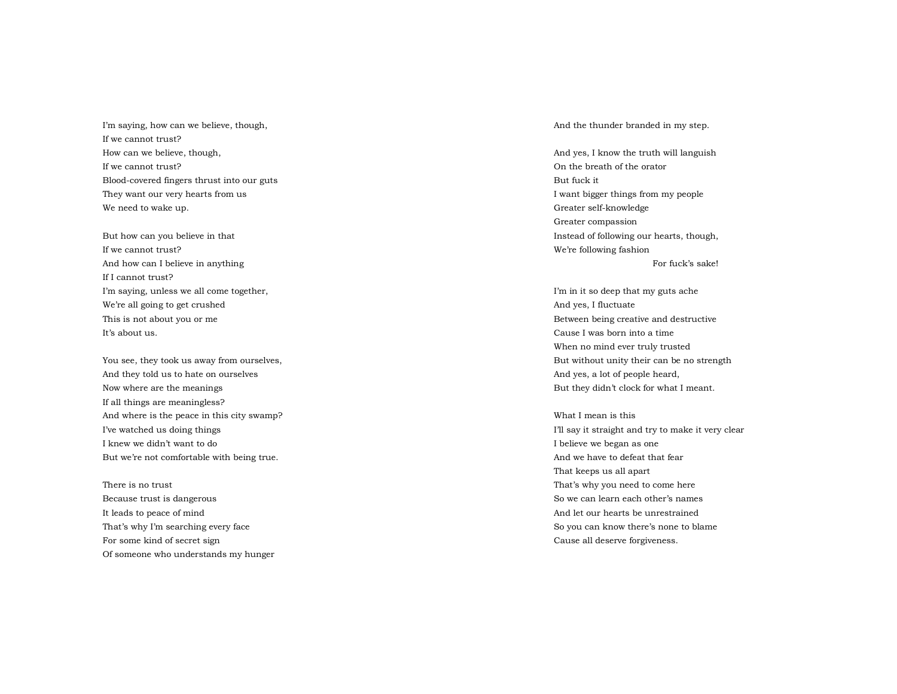I'm saying, how can we believe, though,
If we cannot trust?
How can we believe, though,
If we cannot trust?
Blood-covered fingers thrust into our guts
They want our very hearts from us
We need to wake up.

But how can you believe in that
If we cannot trust?
And how can I believe in anything
If I cannot trust?
I'm saying, unless we all come together,
We're all going to get crushed
This is not about you or me
It's about us.

You see, they took us away from ourselves,
And they told us to hate on ourselves
Now where are the meanings
If all things are meaningless?
And where is the peace in this city swamp?
I've watched us doing things
I knew we didn't want to do
But we're not comfortable with being true.

There is no trust
Because trust is dangerous
It leads to peace of mind
That's why I'm searching every face
For some kind of secret sign
Of someone who understands my hunger
And the thunder branded in my step.

And yes, I know the truth will languish
On the breath of the orator
But fuck it
I want bigger things from my people
Greater self-knowledge
Greater compassion
Instead of following our hearts, though,
We're following fashion
For fuck's sake!

I'm in it so deep that my guts ache
And yes, I fluctuate
Between being creative and destructive
Cause I was born into a time
When no mind ever truly trusted
But without unity their can be no strength
And yes, a lot of people heard,
But they didn't clock for what I meant.

What I mean is this
I'll say it straight and try to make it very clear
I believe we began as one
And we have to defeat that fear
That keeps us all apart
That's why you need to come here
So we can learn each other's names
And let our hearts be unrestrained
So you can know there's none to blame
Cause all deserve forgiveness.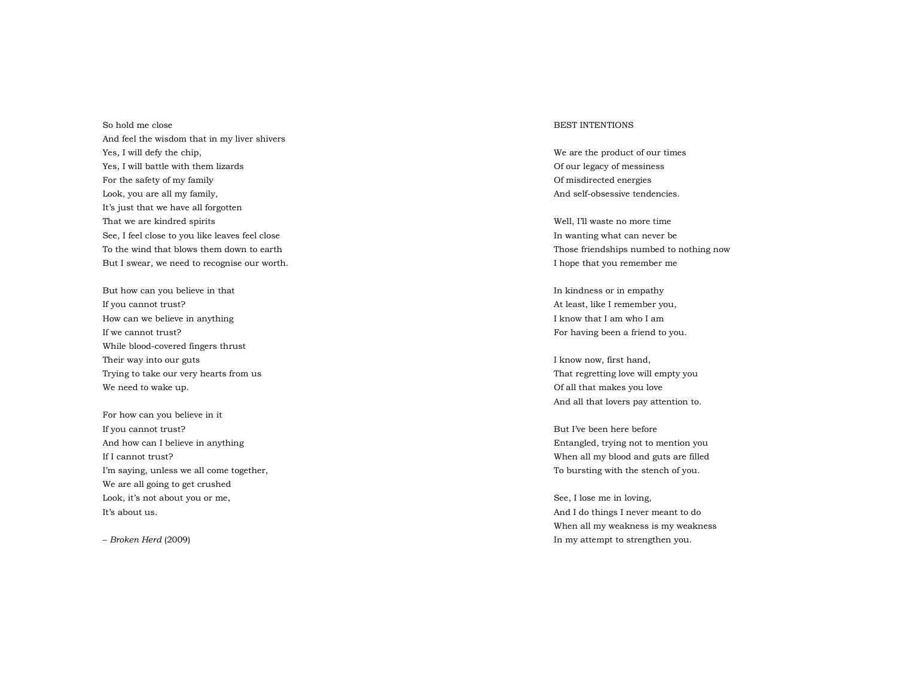So hold me close
And feel the wisdom that in my liver shivers
Yes, I will defy the chip,
Yes, I will battle with them lizards
For the safety of my family
Look, you are all my family,
It's just that we have all forgotten
That we are kindred spirits
See, I feel close to you like leaves feel close
To the wind that blows them down to earth
But I swear, we need to recognise our worth.

But how can you believe in that
If you cannot trust?
How can we believe in anything
If we cannot trust?
While blood-covered fingers thrust
Their way into our guts
Trying to take our very hearts from us
We need to wake up.

For how can you believe in it
If you cannot trust?
And how can I believe in anything
If I cannot trust?
I'm saying, unless we all come together,
We are all going to get crushed
Look, it's not about you or me,
It's about us.

– *Broken Herd* (2009)

BEST INTENTIONS

We are the product of our times
Of our legacy of messiness
Of misdirected energies
And self-obsessive tendencies.

Well, I'll waste no more time
In wanting what can never be
Those friendships numbed to nothing now
I hope that you remember me

In kindness or in empathy
At least, like I remember you,
I know that I am who I am
For having been a friend to you.

I know now, first hand,
That regretting love will empty you
Of all that makes you love
And all that lovers pay attention to.

But I've been here before
Entangled, trying not to mention you
When all my blood and guts are filled
To bursting with the stench of you.

See, I lose me in loving,
And I do things I never meant to do
When all my weakness is my weakness
In my attempt to strengthen you.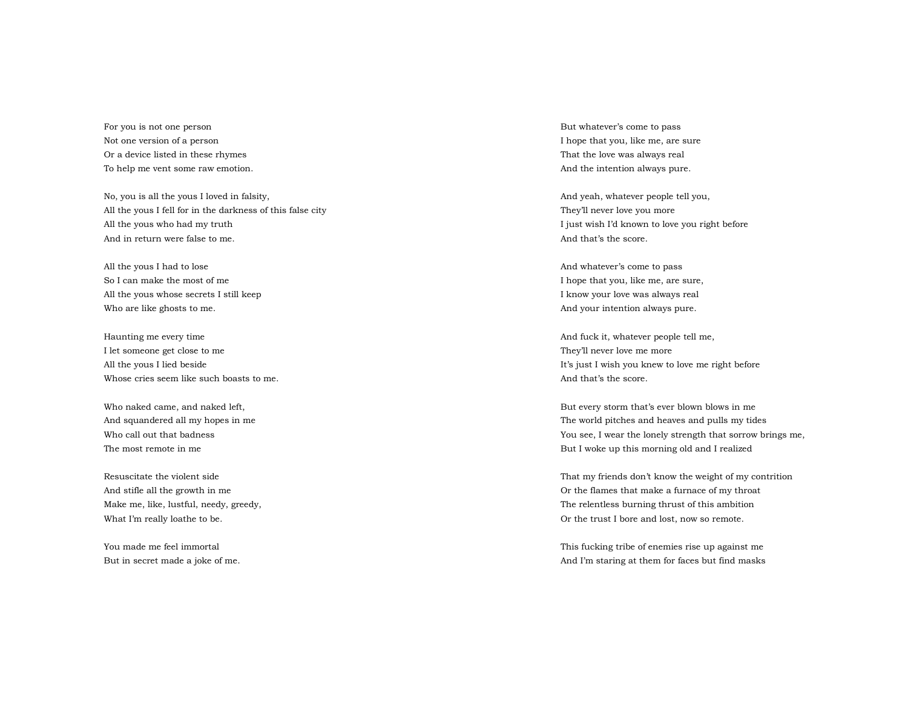For you is not one person
Not one version of a person
Or a device listed in these rhymes
To help me vent some raw emotion.

No, you is all the yous I loved in falsity,
All the yous I fell for in the darkness of this false city
All the yous who had my truth
And in return were false to me.

All the yous I had to lose
So I can make the most of me
All the yous whose secrets I still keep
Who are like ghosts to me.

Haunting me every time
I let someone get close to me
All the yous I lied beside
Whose cries seem like such boasts to me.

Who naked came, and naked left,
And squandered all my hopes in me
Who call out that badness
The most remote in me

Resuscitate the violent side
And stifle all the growth in me
Make me, like, lustful, needy, greedy,
What I'm really loathe to be.

You made me feel immortal
But in secret made a joke of me.

But whatever's come to pass
I hope that you, like me, are sure
That the love was always real
And the intention always pure.

And yeah, whatever people tell you,
They'll never love you more
I just wish I'd known to love you right before
And that's the score.

And whatever's come to pass
I hope that you, like me, are sure,
I know your love was always real
And your intention always pure.

And fuck it, whatever people tell me,
They'll never love me more
It's just I wish you knew to love me right before
And that's the score.

But every storm that's ever blown blows in me
The world pitches and heaves and pulls my tides
You see, I wear the lonely strength that sorrow brings me,
But I woke up this morning old and I realized

That my friends don't know the weight of my contrition
Or the flames that make a furnace of my throat
The relentless burning thrust of this ambition
Or the trust I bore and lost, now so remote.

This fucking tribe of enemies rise up against me
And I'm staring at them for faces but find masks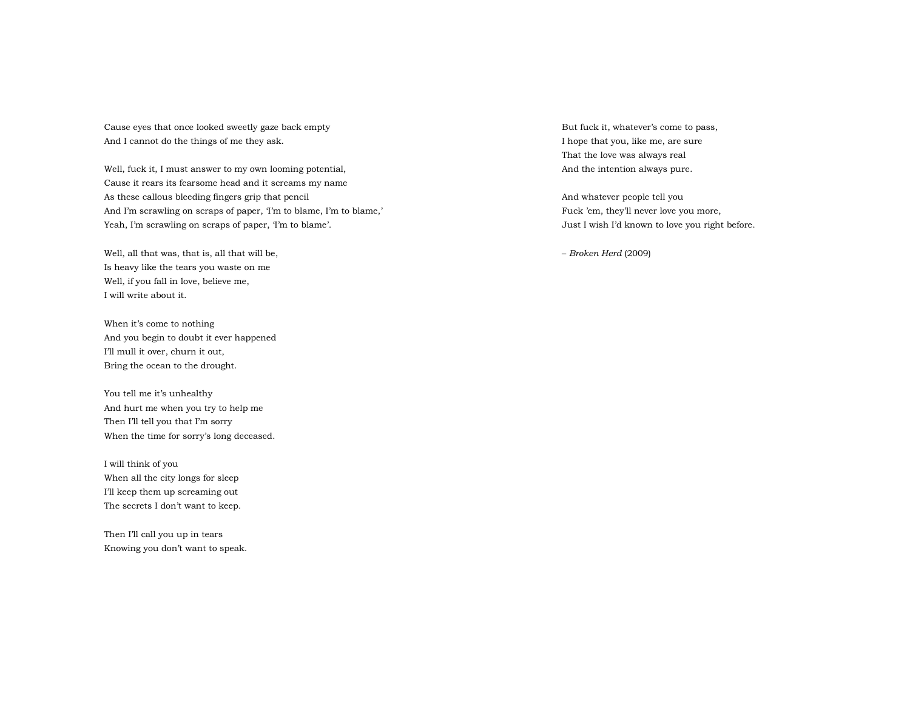Cause eyes that once looked sweetly gaze back empty
And I cannot do the things of me they ask.

Well, fuck it, I must answer to my own looming potential,
Cause it rears its fearsome head and it screams my name
As these callous bleeding fingers grip that pencil
And I'm scrawling on scraps of paper, 'I'm to blame, I'm to blame,'
Yeah, I'm scrawling on scraps of paper, 'I'm to blame'.

Well, all that was, that is, all that will be,
Is heavy like the tears you waste on me
Well, if you fall in love, believe me,
I will write about it.

When it's come to nothing
And you begin to doubt it ever happened
I'll mull it over, churn it out,
Bring the ocean to the drought.

You tell me it's unhealthy
And hurt me when you try to help me
Then I'll tell you that I'm sorry
When the time for sorry's long deceased.

I will think of you
When all the city longs for sleep
I'll keep them up screaming out
The secrets I don't want to keep.

Then I'll call you up in tears
Knowing you don't want to speak.

But fuck it, whatever's come to pass,
I hope that you, like me, are sure
That the love was always real
And the intention always pure.

And whatever people tell you
Fuck 'em, they'll never love you more,
Just I wish I'd known to love you right before.

– *Broken Herd* (2009)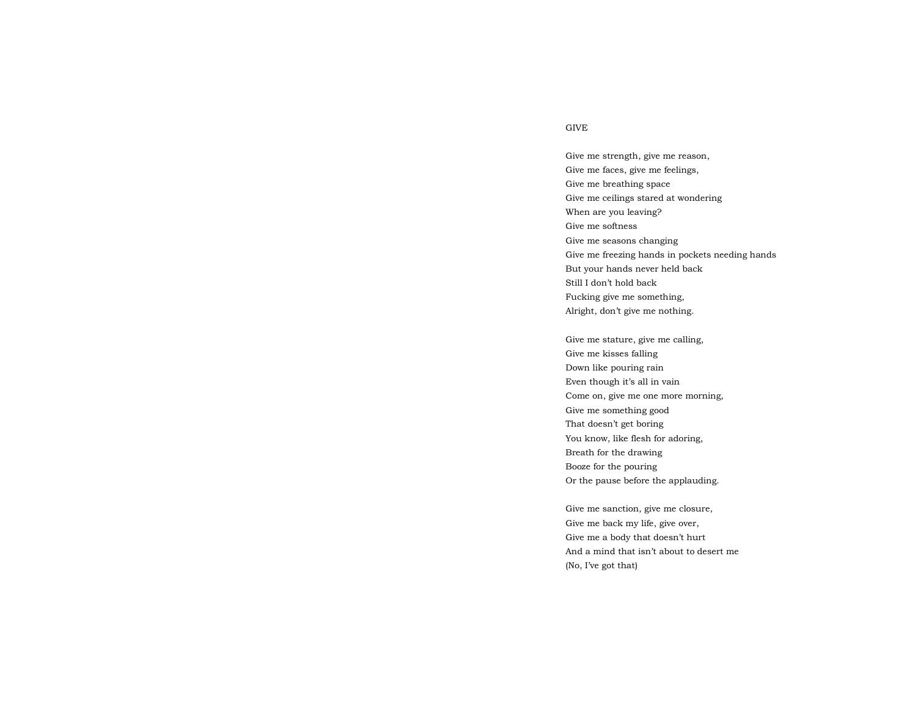# GIVE

Give me strength, give me reason,
Give me faces, give me feelings,
Give me breathing space
Give me ceilings stared at wondering
When are you leaving?
Give me softness
Give me seasons changing
Give me freezing hands in pockets needing hands
But your hands never held back
Still I don't hold back
Fucking give me something,
Alright, don't give me nothing.

Give me stature, give me calling,
Give me kisses falling
Down like pouring rain
Even though it's all in vain
Come on, give me one more morning,
Give me something good
That doesn't get boring
You know, like flesh for adoring,
Breath for the drawing
Booze for the pouring
Or the pause before the applauding.

Give me sanction, give me closure,
Give me back my life, give over,
Give me a body that doesn't hurt
And a mind that isn't about to desert me
(No, I've got that)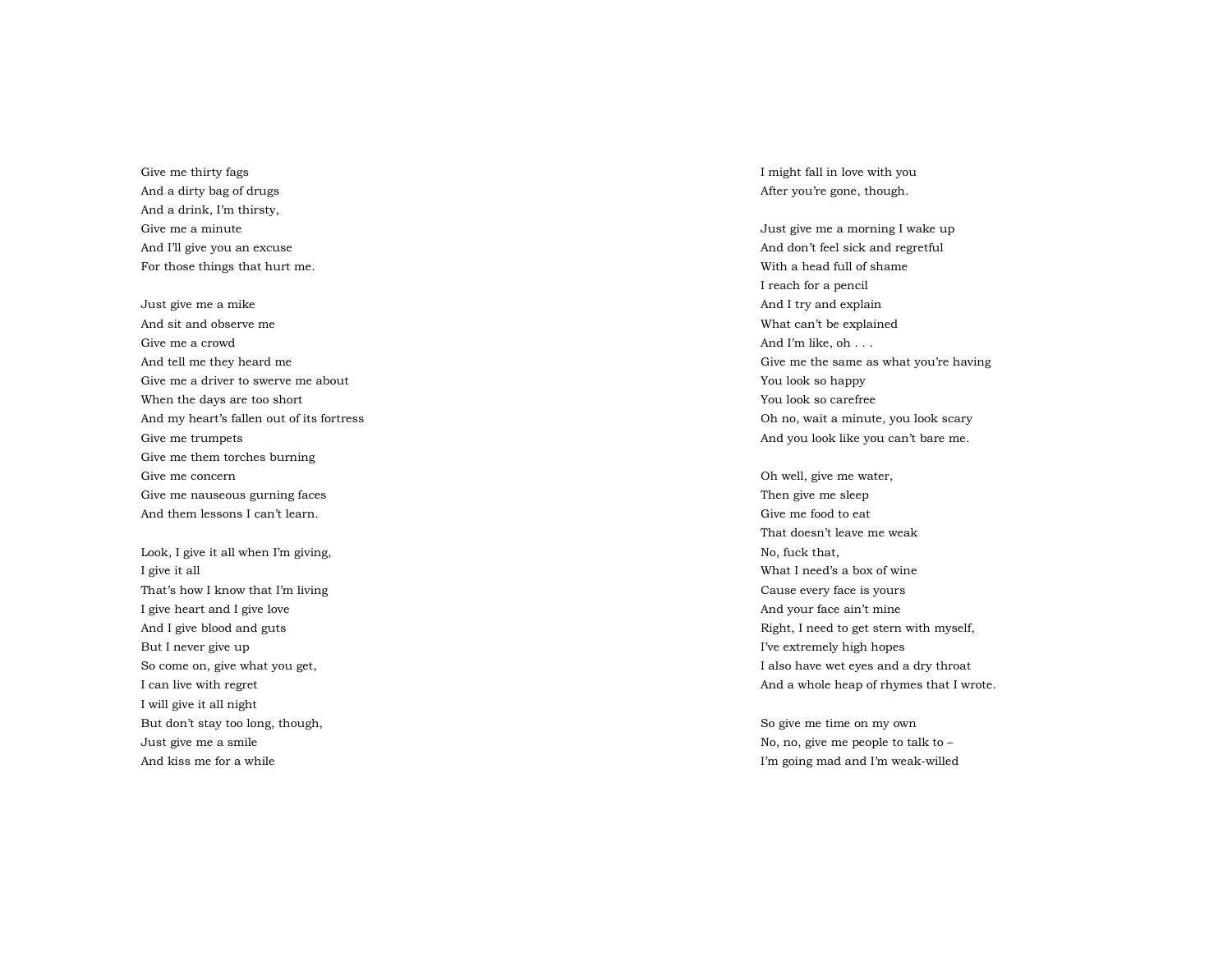Give me thirty fags  
And a dirty bag of drugs  
And a drink, I'm thirsty,  
Give me a minute  
And I'll give you an excuse  
For those things that hurt me.

Just give me a mike  
And sit and observe me  
Give me a crowd  
And tell me they heard me  
Give me a driver to swerve me about  
When the days are too short  
And my heart's fallen out of its fortress  
Give me trumpets  
Give me them torches burning  
Give me concern  
Give me nauseous gurning faces  
And them lessons I can't learn.

Look, I give it all when I'm giving,  
I give it all  
That's how I know that I'm living  
I give heart and I give love  
And I give blood and guts  
But I never give up  
So come on, give what you get,  
I can live with regret  
I will give it all night  
But don't stay too long, though,  
Just give me a smile  
And kiss me for a while  
I might fall in love with you  
After you're gone, though.

Just give me a morning I wake up  
And don't feel sick and regretful  
With a head full of shame  
I reach for a pencil  
And I try and explain  
What can't be explained  
And I'm like, oh . . .  
Give me the same as what you're having  
You look so happy  
You look so carefree  
Oh no, wait a minute, you look scary  
And you look like you can't bare me.

Oh well, give me water,  
Then give me sleep  
Give me food to eat  
That doesn't leave me weak  
No, fuck that,  
What I need's a box of wine  
Cause every face is yours  
And your face ain't mine  
Right, I need to get stern with myself,  
I've extremely high hopes  
I also have wet eyes and a dry throat  
And a whole heap of rhymes that I wrote.

So give me time on my own  
No, no, give me people to talk to –  
I'm going mad and I'm weak-willed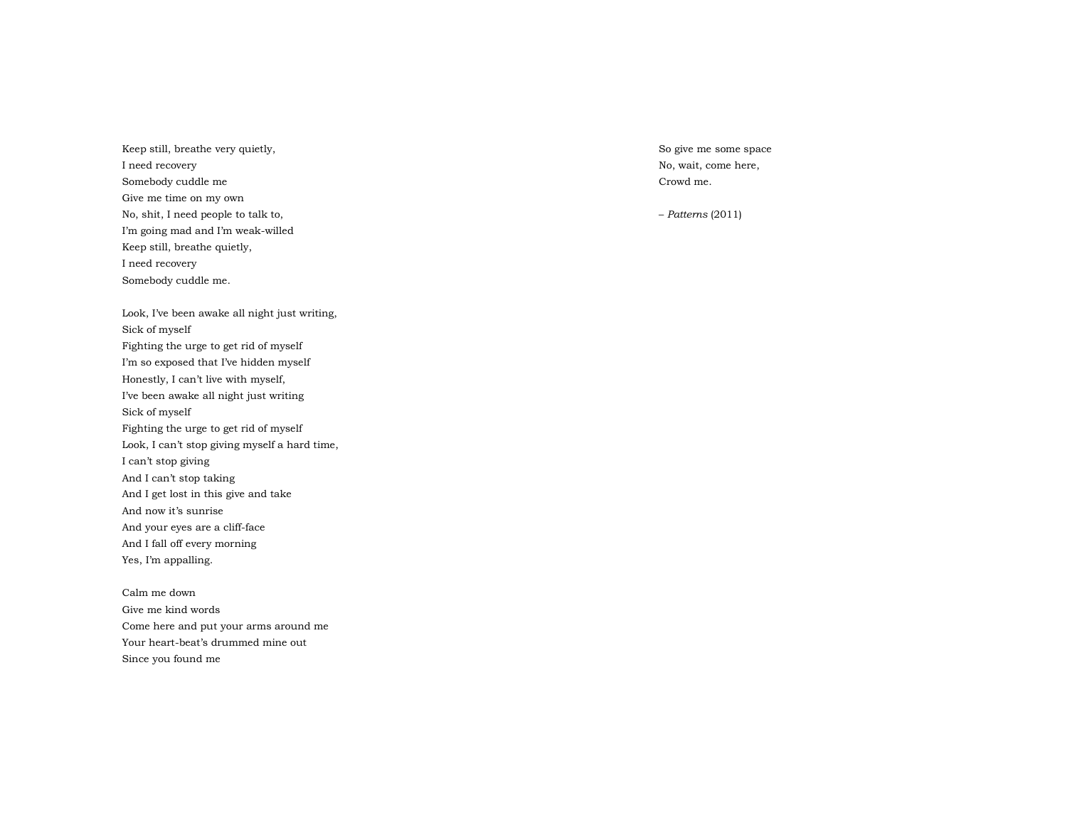Keep still, breathe very quietly,
I need recovery
Somebody cuddle me
Give me time on my own
No, shit, I need people to talk to,
I'm going mad and I'm weak-willed
Keep still, breathe quietly,
I need recovery
Somebody cuddle me.

Look, I've been awake all night just writing,
Sick of myself
Fighting the urge to get rid of myself
I'm so exposed that I've hidden myself
Honestly, I can't live with myself,
I've been awake all night just writing
Sick of myself
Fighting the urge to get rid of myself
Look, I can't stop giving myself a hard time,
I can't stop giving
And I can't stop taking
And I get lost in this give and take
And now it's sunrise
And your eyes are a cliff-face
And I fall off every morning
Yes, I'm appalling.

Calm me down
Give me kind words
Come here and put your arms around me
Your heart-beat's drummed mine out
Since you found me

So give me some space
No, wait, come here,
Crowd me.

– *Patterns* (2011)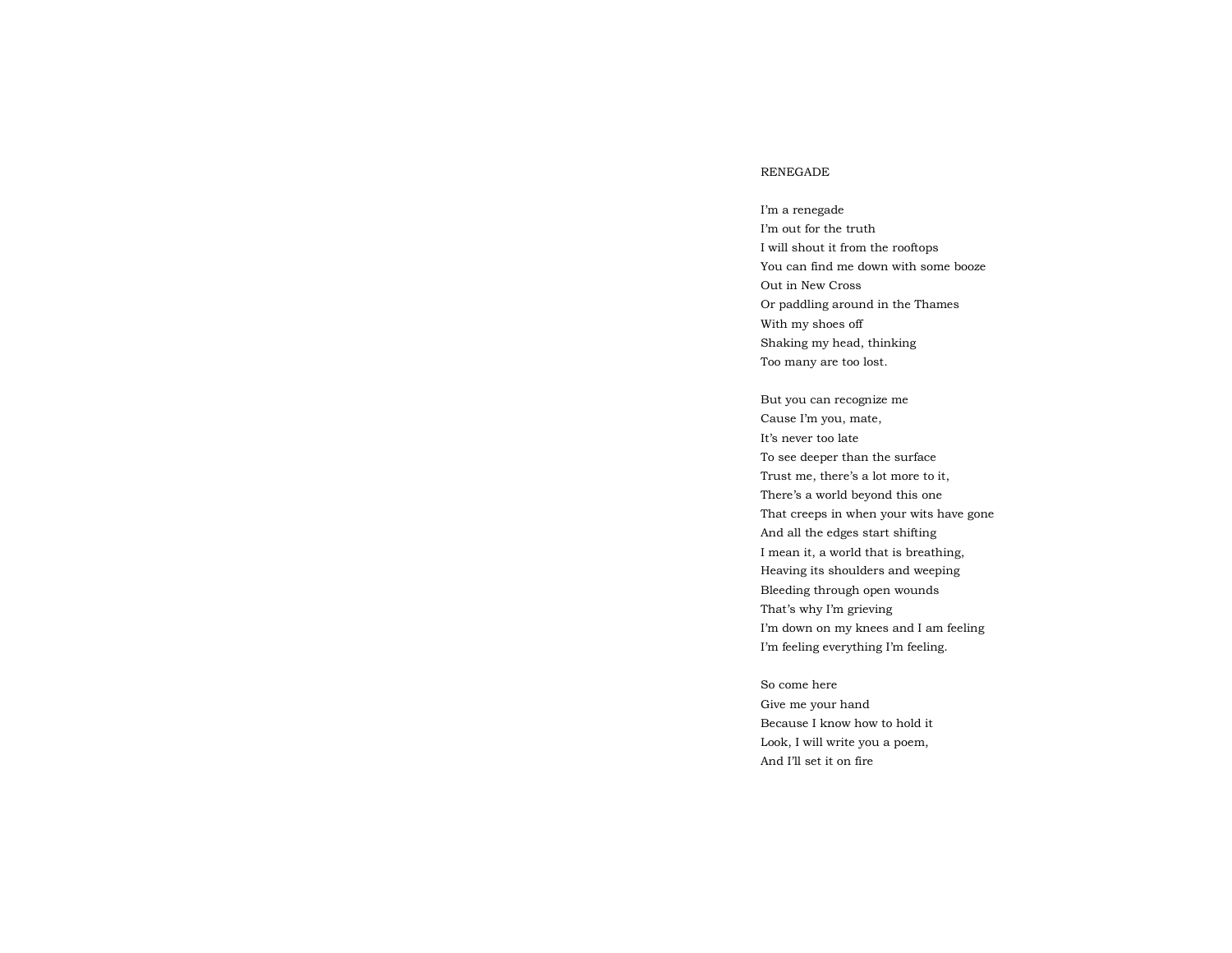## RENEGADE

I'm a renegade  
I'm out for the truth  
I will shout it from the rooftops  
You can find me down with some booze  
Out in New Cross  
Or paddling around in the Thames  
With my shoes off  
Shaking my head, thinking  
Too many are too lost.

But you can recognize me  
Cause I'm you, mate,  
It's never too late  
To see deeper than the surface  
Trust me, there's a lot more to it,  
There's a world beyond this one  
That creeps in when your wits have gone  
And all the edges start shifting  
I mean it, a world that is breathing,  
Heaving its shoulders and weeping  
Bleeding through open wounds  
That's why I'm grieving  
I'm down on my knees and I am feeling  
I'm feeling everything I'm feeling.

So come here  
Give me your hand  
Because I know how to hold it  
Look, I will write you a poem,  
And I'll set it on fire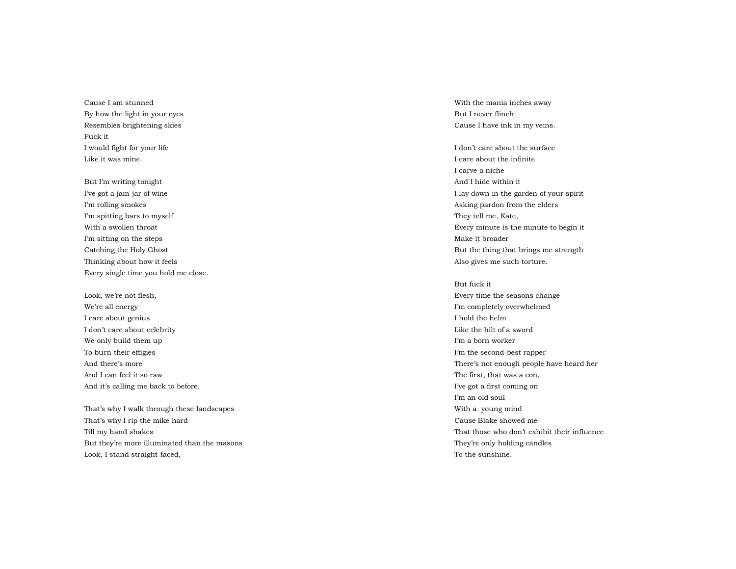Cause I am stunned
By how the light in your eyes
Resembles brightening skies
Fuck it
I would fight for your life
Like it was mine.

But I'm writing tonight
I've got a jam-jar of wine
I'm rolling smokes
I'm spitting bars to myself
With a swollen throat
I'm sitting on the steps
Catching the Holy Ghost
Thinking about how it feels
Every single time you hold me close.

Look, we're not flesh,
We're all energy
I care about genius
I don't care about celebrity
We only build them up
To burn their effigies
And there's more
And I can feel it so raw
And it's calling me back to before.

That's why I walk through these landscapes
That's why I rip the mike hard
Till my hand shakes
But they're more illuminated than the masons
Look, I stand straight-faced,
With the mania inches away
But I never flinch
Cause I have ink in my veins.

I don't care about the surface
I care about the infinite
I carve a niche
And I hide within it
I lay down in the garden of your spirit
Asking pardon from the elders
They tell me, Kate,
Every minute is the minute to begin it
Make it broader
But the thing that brings me strength
Also gives me such torture.

But fuck it
Every time the seasons change
I'm completely overwhelmed
I hold the helm
Like the hilt of a sword
I'm a born worker
I'm the second-best rapper
There's not enough people have heard her
The first, that was a con,
I've got a first coming on
I'm an old soul
With a young mind
Cause Blake showed me
That those who don't exhibit their influence
They're only holding candles
To the sunshine.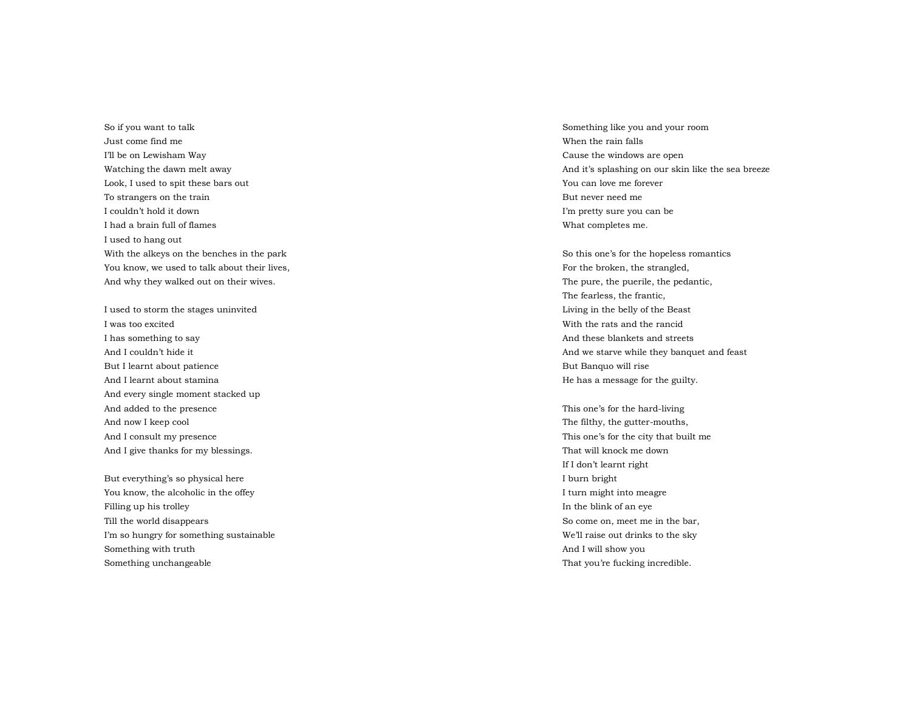So if you want to talk
Just come find me
I'll be on Lewisham Way
Watching the dawn melt away
Look, I used to spit these bars out
To strangers on the train
I couldn't hold it down
I had a brain full of flames
I used to hang out
With the alkeys on the benches in the park
You know, we used to talk about their lives,
And why they walked out on their wives.

I used to storm the stages uninvited
I was too excited
I has something to say
And I couldn't hide it
But I learnt about patience
And I learnt about stamina
And every single moment stacked up
And added to the presence
And now I keep cool
And I consult my presence
And I give thanks for my blessings.

But everything's so physical here
You know, the alcoholic in the offey
Filling up his trolley
Till the world disappears
I'm so hungry for something sustainable
Something with truth
Something unchangeable
Something like you and your room
When the rain falls
Cause the windows are open
And it's splashing on our skin like the sea breeze
You can love me forever
But never need me
I'm pretty sure you can be
What completes me.

So this one's for the hopeless romantics
For the broken, the strangled,
The pure, the puerile, the pedantic,
The fearless, the frantic,
Living in the belly of the Beast
With the rats and the rancid
And these blankets and streets
And we starve while they banquet and feast
But Banquo will rise
He has a message for the guilty.

This one's for the hard-living
The filthy, the gutter-mouths,
This one's for the city that built me
That will knock me down
If I don't learnt right
I burn bright
I turn might into meagre
In the blink of an eye
So come on, meet me in the bar,
We'll raise out drinks to the sky
And I will show you
That you're fucking incredible.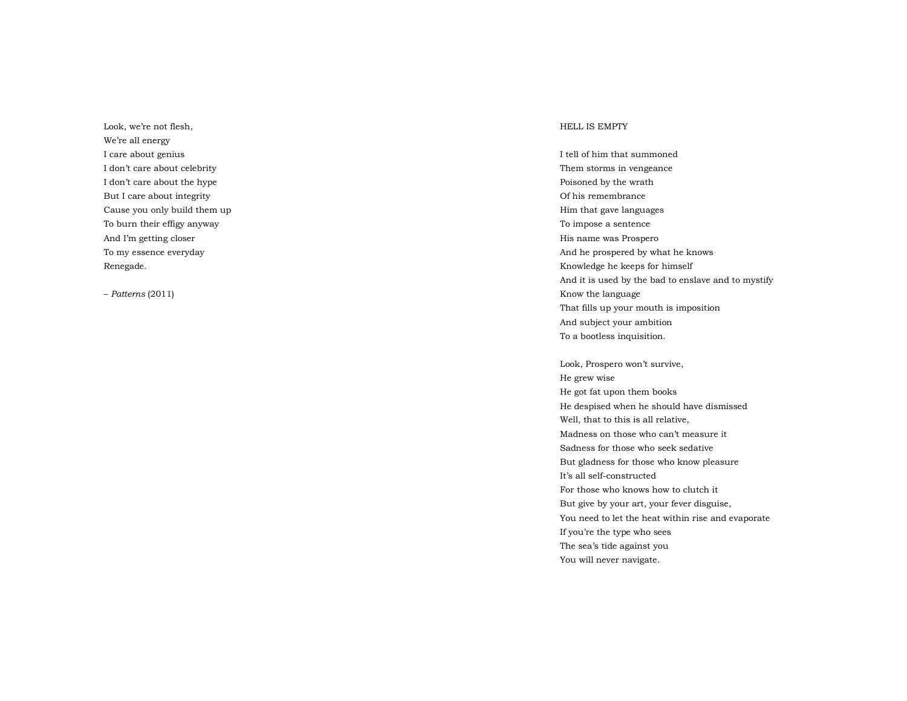Look, we're not flesh,
We're all energy
I care about genius
I don't care about celebrity
I don't care about the hype
But I care about integrity
Cause you only build them up
To burn their effigy anyway
And I'm getting closer
To my essence everyday
Renegade.

– *Patterns* (2011)

HELL IS EMPTY

I tell of him that summoned
Them storms in vengeance
Poisoned by the wrath
Of his remembrance
Him that gave languages
To impose a sentence
His name was Prospero
And he prospered by what he knows
Knowledge he keeps for himself
And it is used by the bad to enslave and to mystify
Know the language
That fills up your mouth is imposition
And subject your ambition
To a bootless inquisition.

Look, Prospero won't survive,
He grew wise
He got fat upon them books
He despised when he should have dismissed
Well, that to this is all relative,
Madness on those who can't measure it
Sadness for those who seek sedative
But gladness for those who know pleasure
It's all self-constructed
For those who knows how to clutch it
But give by your art, your fever disguise,
You need to let the heat within rise and evaporate
If you're the type who sees
The sea's tide against you
You will never navigate.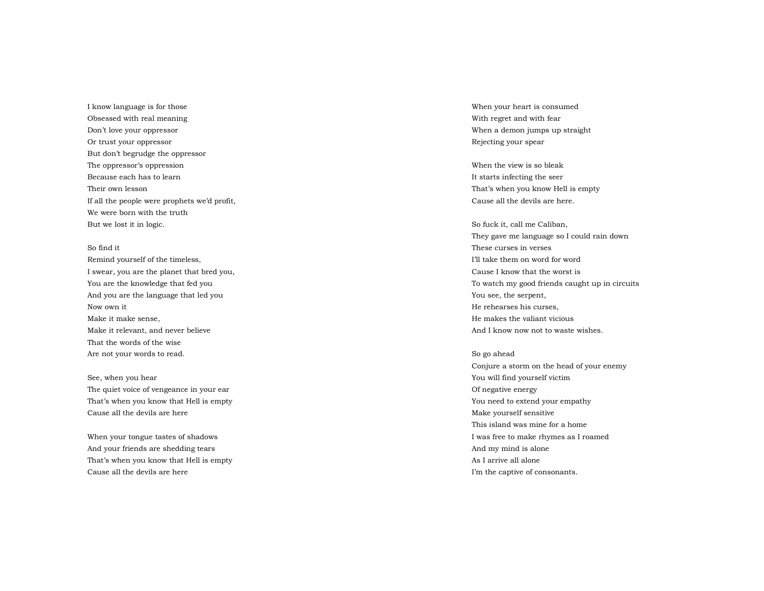I know language is for those
Obsessed with real meaning
Don't love your oppressor
Or trust your oppressor
But don't begrudge the oppressor
The oppressor's oppression
Because each has to learn
Their own lesson
If all the people were prophets we'd profit,
We were born with the truth
But we lost it in logic.

So find it
Remind yourself of the timeless,
I swear, you are the planet that bred you,
You are the knowledge that fed you
And you are the language that led you
Now own it
Make it make sense,
Make it relevant, and never believe
That the words of the wise
Are not your words to read.

See, when you hear
The quiet voice of vengeance in your ear
That's when you know that Hell is empty
Cause all the devils are here

When your tongue tastes of shadows
And your friends are shedding tears
That's when you know that Hell is empty
Cause all the devils are here

When your heart is consumed
With regret and with fear
When a demon jumps up straight
Rejecting your spear

When the view is so bleak
It starts infecting the seer
That's when you know Hell is empty
Cause all the devils are here.

So fuck it, call me Caliban,
They gave me language so I could rain down
These curses in verses
I'll take them on word for word
Cause I know that the worst is
To watch my good friends caught up in circuits
You see, the serpent,
He rehearses his curses,
He makes the valiant vicious
And I know now not to waste wishes.

So go ahead
Conjure a storm on the head of your enemy
You will find yourself victim
Of negative energy
You need to extend your empathy
Make yourself sensitive
This island was mine for a home
I was free to make rhymes as I roamed
And my mind is alone
As I arrive all alone
I'm the captive of consonants.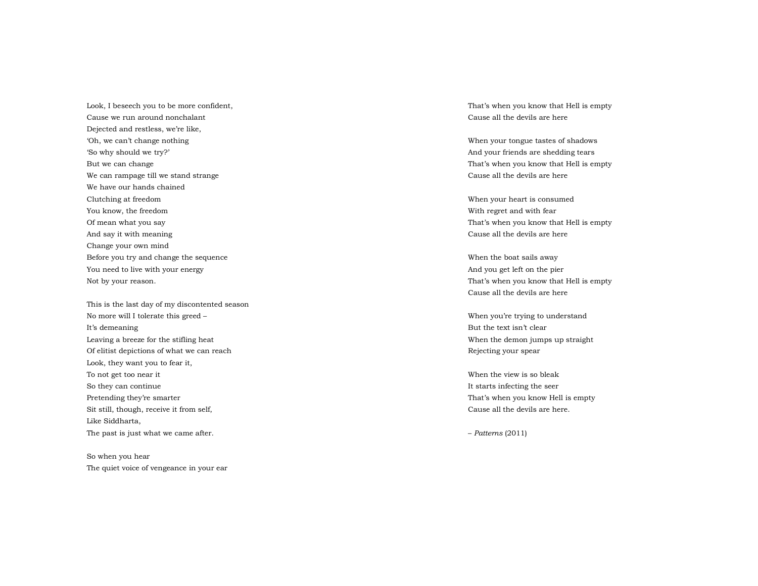Look, I beseech you to be more confident,
Cause we run around nonchalant
Dejected and restless, we're like,
'Oh, we can't change nothing
'So why should we try?'
But we can change
We can rampage till we stand strange
We have our hands chained
Clutching at freedom
You know, the freedom
Of mean what you say
And say it with meaning
Change your own mind
Before you try and change the sequence
You need to live with your energy
Not by your reason.

This is the last day of my discontented season
No more will I tolerate this greed –
It's demeaning
Leaving a breeze for the stifling heat
Of elitist depictions of what we can reach
Look, they want you to fear it,
To not get too near it
So they can continue
Pretending they're smarter
Sit still, though, receive it from self,
Like Siddharta,
The past is just what we came after.

So when you hear
The quiet voice of vengeance in your ear
That's when you know that Hell is empty
Cause all the devils are here

When your tongue tastes of shadows
And your friends are shedding tears
That's when you know that Hell is empty
Cause all the devils are here

When your heart is consumed
With regret and with fear
That's when you know that Hell is empty
Cause all the devils are here

When the boat sails away
And you get left on the pier
That's when you know that Hell is empty
Cause all the devils are here

When you're trying to understand
But the text isn't clear
When the demon jumps up straight
Rejecting your spear

When the view is so bleak
It starts infecting the seer
That's when you know Hell is empty
Cause all the devils are here.

– *Patterns* (2011)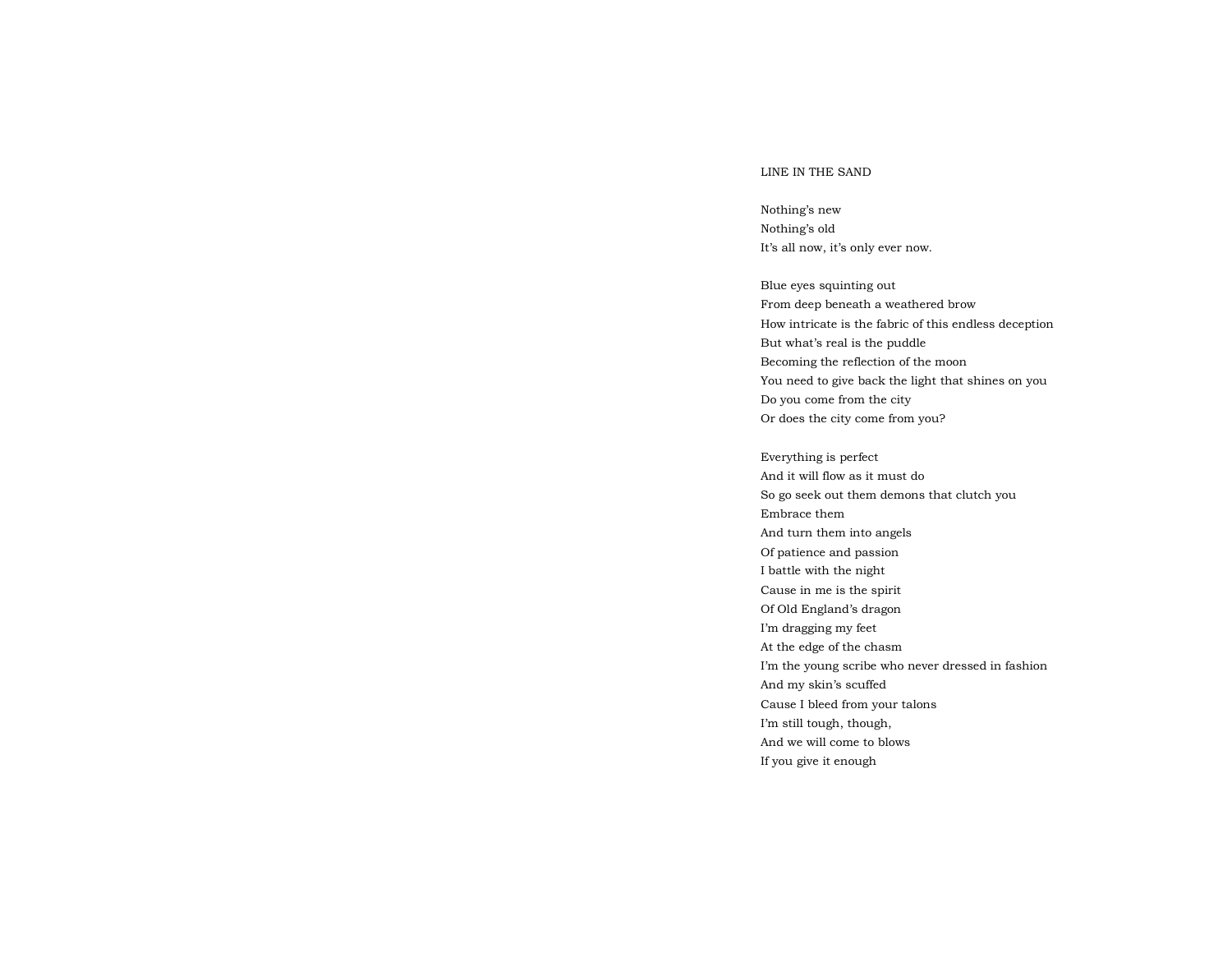# LINE IN THE SAND

Nothing's new
Nothing's old
It's all now, it's only ever now.

Blue eyes squinting out
From deep beneath a weathered brow
How intricate is the fabric of this endless deception
But what's real is the puddle
Becoming the reflection of the moon
You need to give back the light that shines on you
Do you come from the city
Or does the city come from you?

Everything is perfect
And it will flow as it must do
So go seek out them demons that clutch you
Embrace them
And turn them into angels
Of patience and passion
I battle with the night
Cause in me is the spirit
Of Old England's dragon
I'm dragging my feet
At the edge of the chasm
I'm the young scribe who never dressed in fashion
And my skin's scuffed
Cause I bleed from your talons
I'm still tough, though,
And we will come to blows
If you give it enough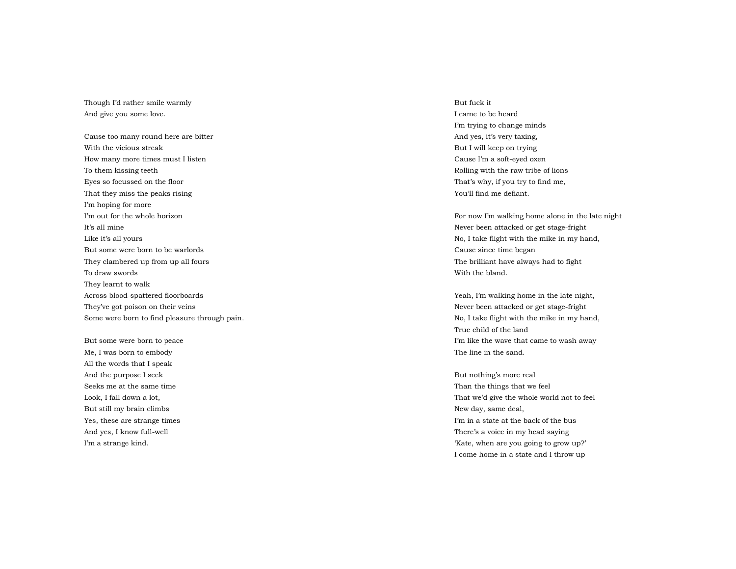Though I'd rather smile warmly
And give you some love.

Cause too many round here are bitter
With the vicious streak
How many more times must I listen
To them kissing teeth
Eyes so focussed on the floor
That they miss the peaks rising
I'm hoping for more
I'm out for the whole horizon
It's all mine
Like it's all yours
But some were born to be warlords
They clambered up from up all fours
To draw swords
They learnt to walk
Across blood-spattered floorboards
They've got poison on their veins
Some were born to find pleasure through pain.

But some were born to peace
Me, I was born to embody
All the words that I speak
And the purpose I seek
Seeks me at the same time
Look, I fall down a lot,
But still my brain climbs
Yes, these are strange times
And yes, I know full-well
I'm a strange kind.

But fuck it
I came to be heard
I'm trying to change minds
And yes, it's very taxing,
But I will keep on trying
Cause I'm a soft-eyed oxen
Rolling with the raw tribe of lions
That's why, if you try to find me,
You'll find me defiant.

For now I'm walking home alone in the late night
Never been attacked or get stage-fright
No, I take flight with the mike in my hand,
Cause since time began
The brilliant have always had to fight
With the bland.

Yeah, I'm walking home in the late night,
Never been attacked or get stage-fright
No, I take flight with the mike in my hand,
True child of the land
I'm like the wave that came to wash away
The line in the sand.

But nothing's more real
Than the things that we feel
That we'd give the whole world not to feel
New day, same deal,
I'm in a state at the back of the bus
There's a voice in my head saying
'Kate, when are you going to grow up?'
I come home in a state and I throw up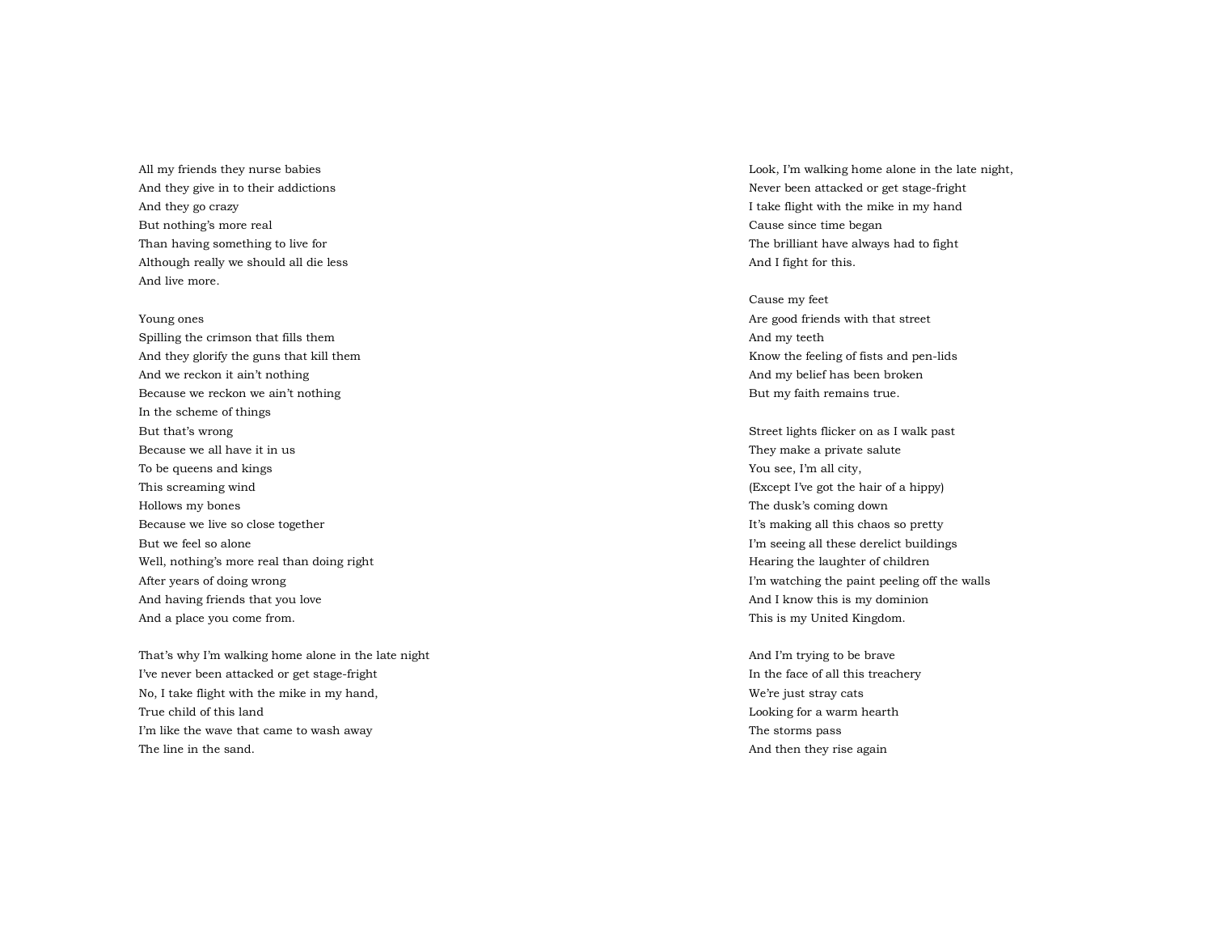All my friends they nurse babies
And they give in to their addictions
And they go crazy
But nothing's more real
Than having something to live for
Although really we should all die less
And live more.

Young ones
Spilling the crimson that fills them
And they glorify the guns that kill them
And we reckon it ain't nothing
Because we reckon we ain't nothing
In the scheme of things
But that's wrong
Because we all have it in us
To be queens and kings
This screaming wind
Hollows my bones
Because we live so close together
But we feel so alone
Well, nothing's more real than doing right
After years of doing wrong
And having friends that you love
And a place you come from.

That's why I'm walking home alone in the late night
I've never been attacked or get stage-fright
No, I take flight with the mike in my hand,
True child of this land
I'm like the wave that came to wash away
The line in the sand.

Look, I'm walking home alone in the late night,
Never been attacked or get stage-fright
I take flight with the mike in my hand
Cause since time began
The brilliant have always had to fight
And I fight for this.

Cause my feet
Are good friends with that street
And my teeth
Know the feeling of fists and pen-lids
And my belief has been broken
But my faith remains true.

Street lights flicker on as I walk past
They make a private salute
You see, I'm all city,
(Except I've got the hair of a hippy)
The dusk's coming down
It's making all this chaos so pretty
I'm seeing all these derelict buildings
Hearing the laughter of children
I'm watching the paint peeling off the walls
And I know this is my dominion
This is my United Kingdom.

And I'm trying to be brave
In the face of all this treachery
We're just stray cats
Looking for a warm hearth
The storms pass
And then they rise again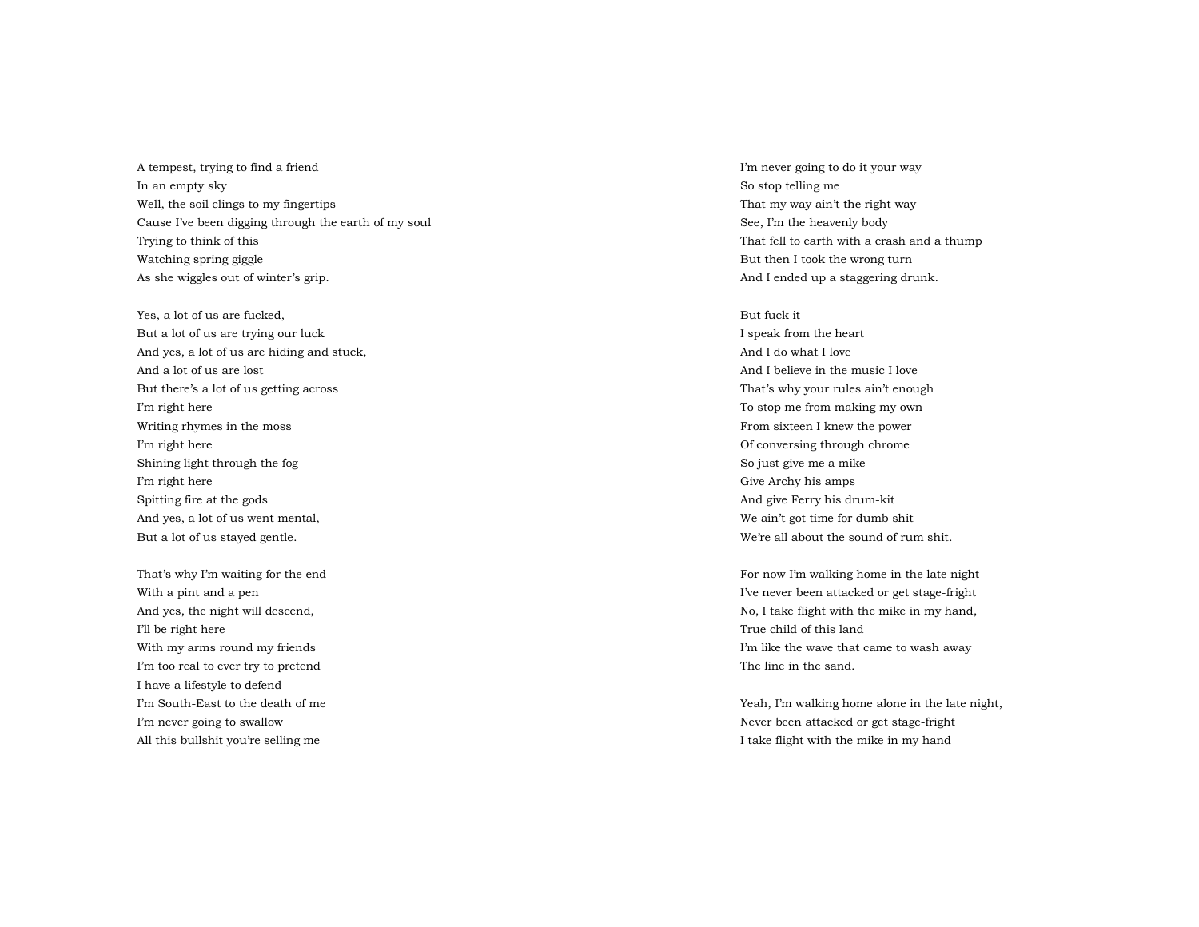A tempest, trying to find a friend
In an empty sky
Well, the soil clings to my fingertips
Cause I've been digging through the earth of my soul
Trying to think of this
Watching spring giggle
As she wiggles out of winter's grip.

Yes, a lot of us are fucked,
But a lot of us are trying our luck
And yes, a lot of us are hiding and stuck,
And a lot of us are lost
But there's a lot of us getting across
I'm right here
Writing rhymes in the moss
I'm right here
Shining light through the fog
I'm right here
Spitting fire at the gods
And yes, a lot of us went mental,
But a lot of us stayed gentle.

That's why I'm waiting for the end
With a pint and a pen
And yes, the night will descend,
I'll be right here
With my arms round my friends
I'm too real to ever try to pretend
I have a lifestyle to defend
I'm South-East to the death of me
I'm never going to swallow
All this bullshit you're selling me

I'm never going to do it your way
So stop telling me
That my way ain't the right way
See, I'm the heavenly body
That fell to earth with a crash and a thump
But then I took the wrong turn
And I ended up a staggering drunk.

But fuck it
I speak from the heart
And I do what I love
And I believe in the music I love
That's why your rules ain't enough
To stop me from making my own
From sixteen I knew the power
Of conversing through chrome
So just give me a mike
Give Archy his amps
And give Ferry his drum-kit
We ain't got time for dumb shit
We're all about the sound of rum shit.

For now I'm walking home in the late night
I've never been attacked or get stage-fright
No, I take flight with the mike in my hand,
True child of this land
I'm like the wave that came to wash away
The line in the sand.

Yeah, I'm walking home alone in the late night,
Never been attacked or get stage-fright
I take flight with the mike in my hand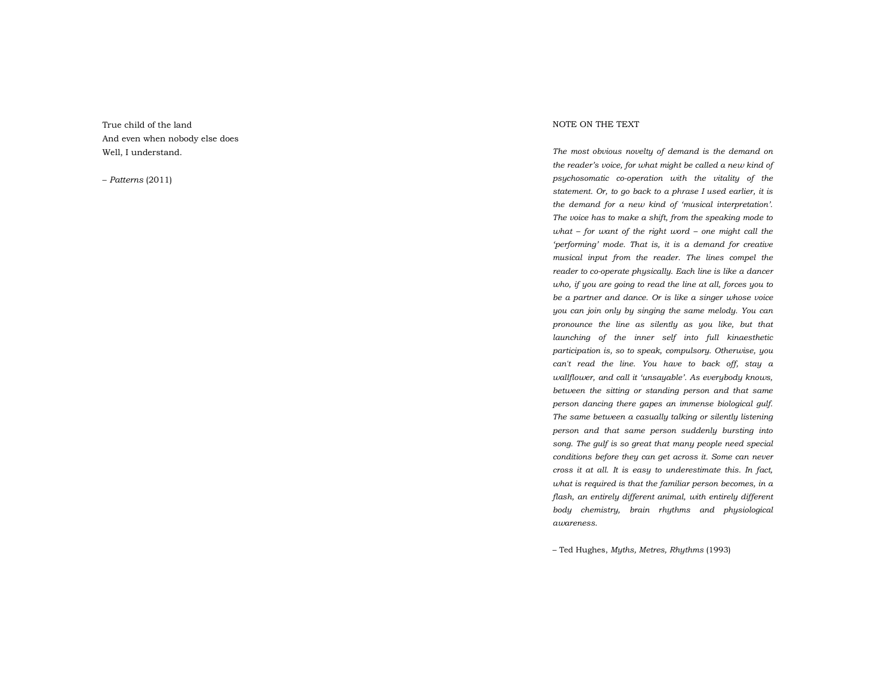True child of the land
And even when nobody else does
Well, I understand.

– *Patterns* (2011)

NOTE ON THE TEXT

*The most obvious novelty of demand is the demand on the reader's voice, for what might be called a new kind of psychosomatic co-operation with the vitality of the statement. Or, to go back to a phrase I used earlier, it is the demand for a new kind of 'musical interpretation'. The voice has to make a shift, from the speaking mode to what – for want of the right word – one might call the 'performing' mode. That is, it is a demand for creative musical input from the reader. The lines compel the reader to co-operate physically. Each line is like a dancer who, if you are going to read the line at all, forces you to be a partner and dance. Or is like a singer whose voice you can join only by singing the same melody. You can pronounce the line as silently as you like, but that launching of the inner self into full kinaesthetic participation is, so to speak, compulsory. Otherwise, you can't read the line. You have to back off, stay a wallflower, and call it 'unsayable'. As everybody knows, between the sitting or standing person and that same person dancing there gapes an immense biological gulf. The same between a casually talking or silently listening person and that same person suddenly bursting into song. The gulf is so great that many people need special conditions before they can get across it. Some can never cross it at all. It is easy to underestimate this. In fact, what is required is that the familiar person becomes, in a flash, an entirely different animal, with entirely different body chemistry, brain rhythms and physiological awareness.*

– Ted Hughes, *Myths, Metres, Rhythms* (1993)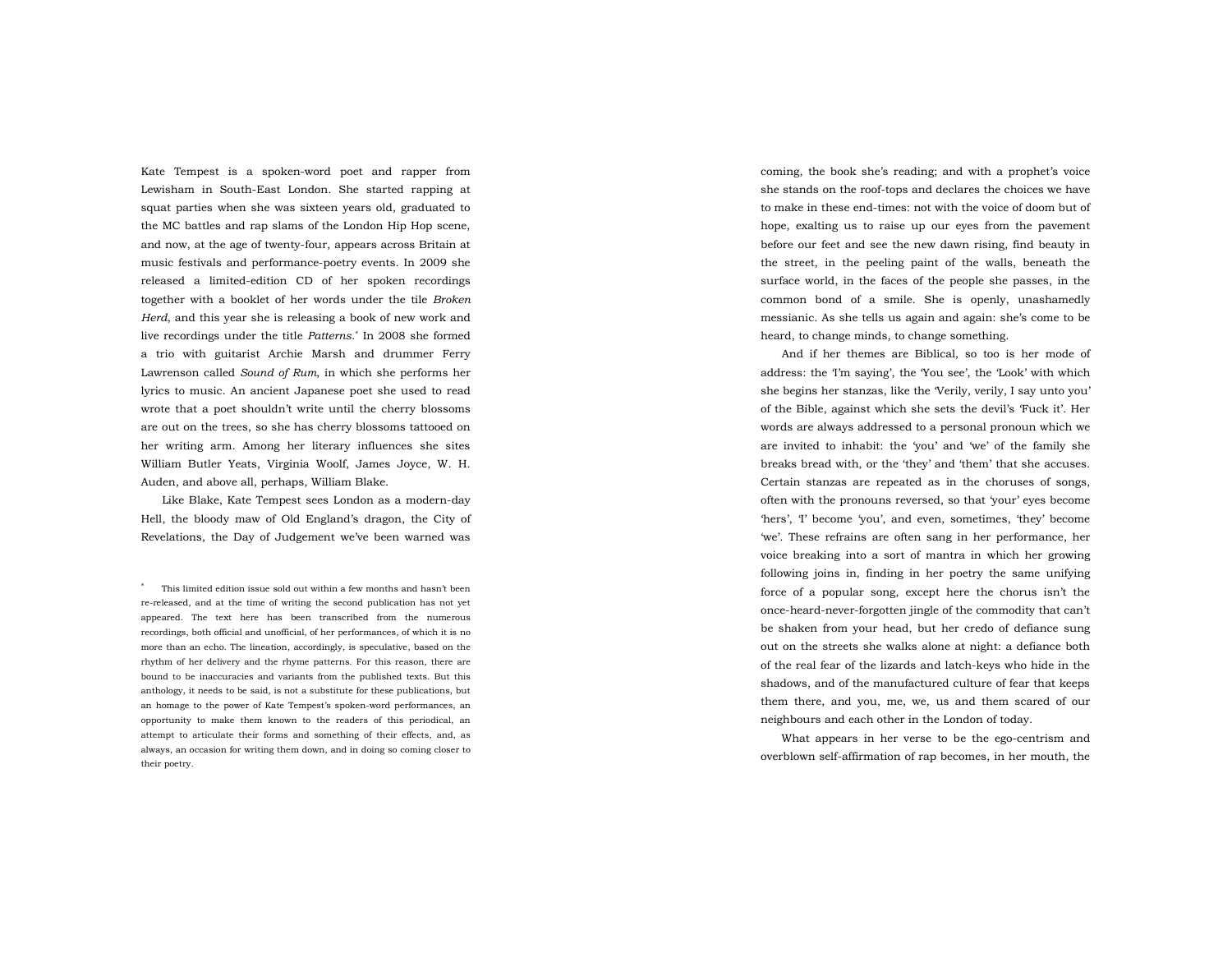Kate Tempest is a spoken-word poet and rapper from Lewisham in South-East London. She started rapping at squat parties when she was sixteen years old, graduated to the MC battles and rap slams of the London Hip Hop scene, and now, at the age of twenty-four, appears across Britain at music festivals and performance-poetry events. In 2009 she released a limited-edition CD of her spoken recordings together with a booklet of her words under the tile *Broken Herd*, and this year she is releasing a book of new work and live recordings under the title *Patterns*.* In 2008 she formed a trio with guitarist Archie Marsh and drummer Ferry Lawrenson called *Sound of Rum*, in which she performs her lyrics to music. An ancient Japanese poet she used to read wrote that a poet shouldn't write until the cherry blossoms are out on the trees, so she has cherry blossoms tattooed on her writing arm. Among her literary influences she sites William Butler Yeats, Virginia Woolf, James Joyce, W. H. Auden, and above all, perhaps, William Blake.

Like Blake, Kate Tempest sees London as a modern-day Hell, the bloody maw of Old England's dragon, the City of Revelations, the Day of Judgement we've been warned was coming, the book she's reading; and with a prophet's voice she stands on the roof-tops and declares the choices we have to make in these end-times: not with the voice of doom but of hope, exalting us to raise up our eyes from the pavement before our feet and see the new dawn rising, find beauty in the street, in the peeling paint of the walls, beneath the surface world, in the faces of the people she passes, in the common bond of a smile. She is openly, unashamedly messianic. As she tells us again and again: she's come to be heard, to change minds, to change something.

And if her themes are Biblical, so too is her mode of address: the 'I'm saying', the 'You see', the 'Look' with which she begins her stanzas, like the 'Verily, verily, I say unto you' of the Bible, against which she sets the devil's 'Fuck it'. Her words are always addressed to a personal pronoun which we are invited to inhabit: the 'you' and 'we' of the family she breaks bread with, or the 'they' and 'them' that she accuses. Certain stanzas are repeated as in the choruses of songs, often with the pronouns reversed, so that 'your' eyes become 'hers', 'I' become 'you', and even, sometimes, 'they' become 'we'. These refrains are often sang in her performance, her voice breaking into a sort of mantra in which her growing following joins in, finding in her poetry the same unifying force of a popular song, except here the chorus isn't the once-heard-never-forgotten jingle of the commodity that can't be shaken from your head, but her credo of defiance sung out on the streets she walks alone at night: a defiance both of the real fear of the lizards and latch-keys who hide in the shadows, and of the manufactured culture of fear that keeps them there, and you, me, we, us and them scared of our neighbours and each other in the London of today.

What appears in her verse to be the ego-centrism and overblown self-affirmation of rap becomes, in her mouth, the

\* This limited edition issue sold out within a few months and hasn't been re-released, and at the time of writing the second publication has not yet appeared. The text here has been transcribed from the numerous recordings, both official and unofficial, of her performances, of which it is no more than an echo. The lineation, accordingly, is speculative, based on the rhythm of her delivery and the rhyme patterns. For this reason, there are bound to be inaccuracies and variants from the published texts. But this anthology, it needs to be said, is not a substitute for these publications, but an homage to the power of Kate Tempest's spoken-word performances, an opportunity to make them known to the readers of this periodical, an attempt to articulate their forms and something of their effects, and, as always, an occasion for writing them down, and in doing so coming closer to their poetry.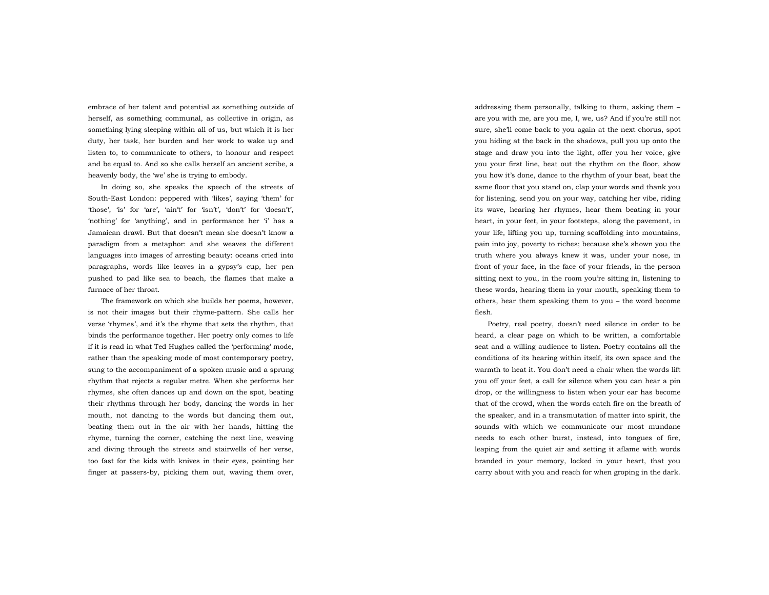embrace of her talent and potential as something outside of herself, as something communal, as collective in origin, as something lying sleeping within all of us, but which it is her duty, her task, her burden and her work to wake up and listen to, to communicate to others, to honour and respect and be equal to. And so she calls herself an ancient scribe, a heavenly body, the 'we' she is trying to embody.

In doing so, she speaks the speech of the streets of South-East London: peppered with 'likes', saying 'them' for 'those', 'is' for 'are', 'ain't' for 'isn't', 'don't' for 'doesn't', 'nothing' for 'anything', and in performance her 'i' has a Jamaican drawl. But that doesn't mean she doesn't know a paradigm from a metaphor: and she weaves the different languages into images of arresting beauty: oceans cried into paragraphs, words like leaves in a gypsy's cup, her pen pushed to pad like sea to beach, the flames that make a furnace of her throat.

The framework on which she builds her poems, however, is not their images but their rhyme-pattern. She calls her verse 'rhymes', and it's the rhyme that sets the rhythm, that binds the performance together. Her poetry only comes to life if it is read in what Ted Hughes called the 'performing' mode, rather than the speaking mode of most contemporary poetry, sung to the accompaniment of a spoken music and a sprung rhythm that rejects a regular metre. When she performs her rhymes, she often dances up and down on the spot, beating their rhythms through her body, dancing the words in her mouth, not dancing to the words but dancing them out, beating them out in the air with her hands, hitting the rhyme, turning the corner, catching the next line, weaving and diving through the streets and stairwells of her verse, too fast for the kids with knives in their eyes, pointing her finger at passers-by, picking them out, waving them over, addressing them personally, talking to them, asking them – are you with me, are you me, I, we, us? And if you're still not sure, she'll come back to you again at the next chorus, spot you hiding at the back in the shadows, pull you up onto the stage and draw you into the light, offer you her voice, give you your first line, beat out the rhythm on the floor, show you how it's done, dance to the rhythm of your beat, beat the same floor that you stand on, clap your words and thank you for listening, send you on your way, catching her vibe, riding its wave, hearing her rhymes, hear them beating in your heart, in your feet, in your footsteps, along the pavement, in your life, lifting you up, turning scaffolding into mountains, pain into joy, poverty to riches; because she's shown you the truth where you always knew it was, under your nose, in front of your face, in the face of your friends, in the person sitting next to you, in the room you're sitting in, listening to these words, hearing them in your mouth, speaking them to others, hear them speaking them to you – the word become flesh.

Poetry, real poetry, doesn't need silence in order to be heard, a clear page on which to be written, a comfortable seat and a willing audience to listen. Poetry contains all the conditions of its hearing within itself, its own space and the warmth to heat it. You don't need a chair when the words lift you off your feet, a call for silence when you can hear a pin drop, or the willingness to listen when your ear has become that of the crowd, when the words catch fire on the breath of the speaker, and in a transmutation of matter into spirit, the sounds with which we communicate our most mundane needs to each other burst, instead, into tongues of fire, leaping from the quiet air and setting it aflame with words branded in your memory, locked in your heart, that you carry about with you and reach for when groping in the dark.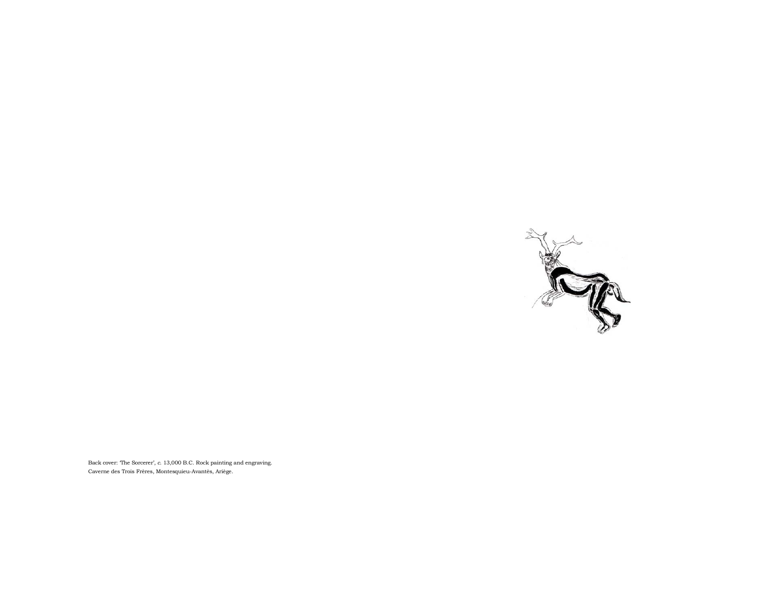Back cover: 'The Sorcerer', *c.* 13,000 B.C. Rock painting and engraving.
Caverne des Trois Frères, Montesquieu-Avantès, Ariège.